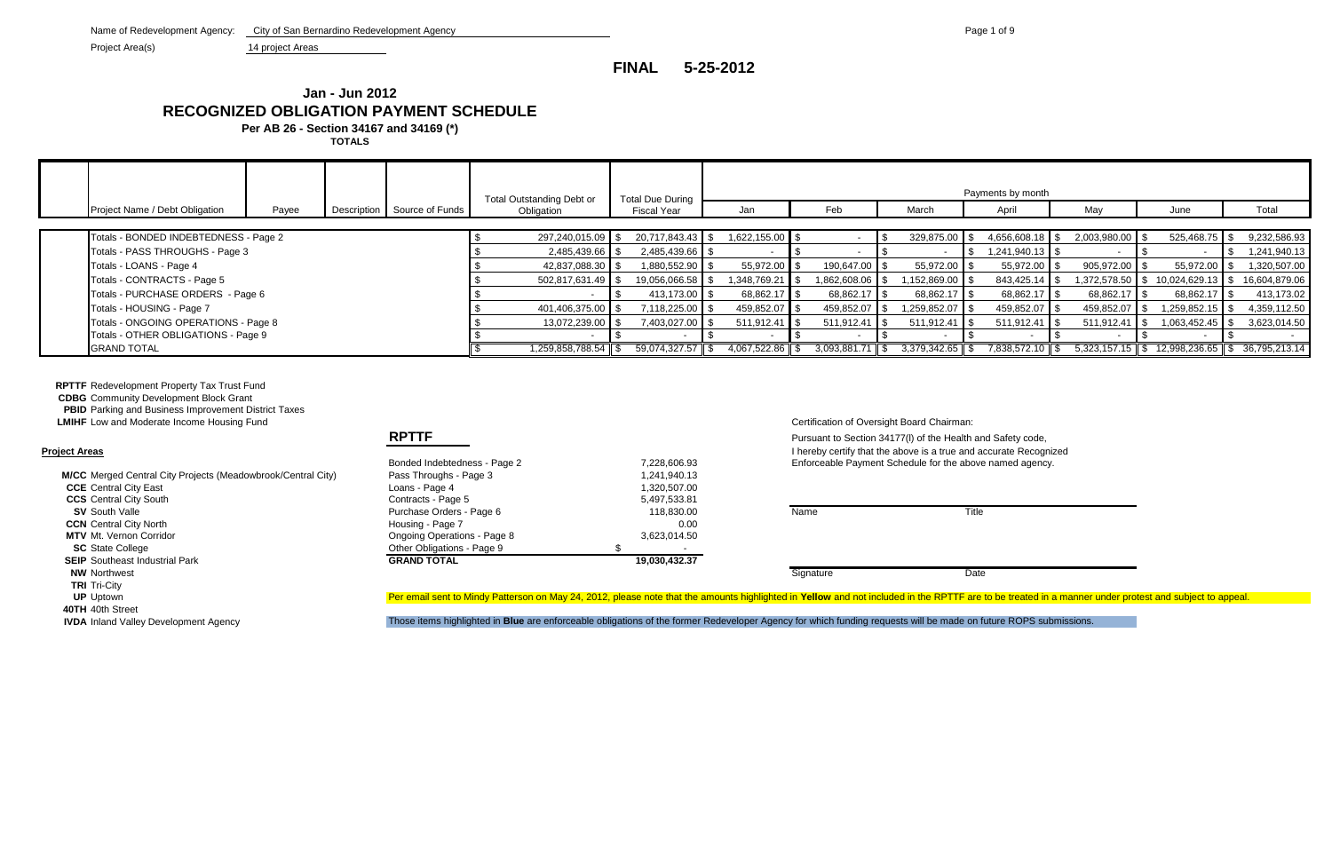Name of Redevelopment Agency: City of San Bernardino Redevelopment Agency

Project Area(s) 14 project Areas

**FINAL 5-25-2012**

## Jan - Jun 2012
## RECOGNIZED OBLIGATION PAYMENT SCHEDULE

**Per AB 26 - Section 34167 and 34169 (\*)**

**TOTALS**

| Project Name / Debt Obligation | Payee | Description | Source of Funds | Total Outstanding Debt or Obligation | Total Due During Fiscal Year | Payments by month | | | | | | |
|---|---|---|---|---|---|---|---|---|---|---|---|---|
| | | | | | | Jan | Feb | March | April | May | June | Total |
| Totals - BONDED INDEBTEDNESS - Page 2 | | | | $ 297,240,015.09 | $ 20,717,843.43 | $ 1,622,155.00 | $ - | $ 329,875.00 | $ 4,656,608.18 | $ 2,003,980.00 | $ 525,468.75 | $ 9,232,586.93 |
| Totals - PASS THROUGHS - Page 3 | | | | $ 2,485,439.66 | $ 2,485,439.66 | $ - | $ - | $ - | $ 1,241,940.13 | $ - | $ - | $ 1,241,940.13 |
| Totals - LOANS - Page 4 | | | | $ 42,837,088.30 | $ 1,880,552.90 | $ 55,972.00 | $ 190,647.00 | $ 55,972.00 | $ 55,972.00 | $ 905,972.00 | $ 55,972.00 | $ 1,320,507.00 |
| Totals - CONTRACTS - Page 5 | | | | $ 502,817,631.49 | $ 19,056,066.58 | $ 1,348,769.21 | $ 1,862,608.06 | $ 1,152,869.00 | $ 843,425.14 | $ 1,372,578.50 | $ 10,024,629.13 | $ 16,604,879.06 |
| Totals - PURCHASE ORDERS - Page 6 | | | | $ - | $ 413,173.00 | $ 68,862.17 | $ 68,862.17 | $ 68,862.17 | $ 68,862.17 | $ 68,862.17 | $ 68,862.17 | $ 413,173.02 |
| Totals - HOUSING - Page 7 | | | | $ 401,406,375.00 | $ 7,118,225.00 | $ 459,852.07 | $ 459,852.07 | $ 1,259,852.07 | $ 459,852.07 | $ 459,852.07 | $ 1,259,852.15 | $ 4,359,112.50 |
| Totals - ONGOING OPERATIONS - Page 8 | | | | $ 13,072,239.00 | $ 7,403,027.00 | $ 511,912.41 | $ 511,912.41 | $ 511,912.41 | $ 511,912.41 | $ 511,912.41 | $ 1,063,452.45 | $ 3,623,014.50 |
| Totals - OTHER OBLIGATIONS - Page 9 | | | | $ - | $ - | $ - | $ - | $ - | $ - | $ - | $ - | $ - |
| GRAND TOTAL | | | | $ 1,259,858,788.54 | $ 59,074,327.57 | $ 4,067,522.86 | $ 3,093,881.71 | $ 3,379,342.65 | $ 7,838,572.10 | $ 5,323,157.15 | $ 12,998,236.65 | $ 36,795,213.14 |

**RPTTF** Redevelopment Property Tax Trust Fund
**CDBG** Community Development Block Grant
**PBID** Parking and Business Improvement District Taxes
**LMIHF** Low and Moderate Income Housing Fund

**Project Areas**

**M/CC** Merged Central City Projects (Meadowbrook/Central City)
**CCE** Central City East
**CCS** Central City South
**SV** South Valle
**CCN** Central City North
**MTV** Mt. Vernon Corridor
**SC** State College
**SEIP** Southeast Industrial Park
**NW** Northwest
**TRI** Tri-City
**UP** Uptown
**40TH** 40th Street
**IVDA** Inland Valley Development Agency

## RPTTF

| | |
|---|---|
| Bonded Indebtedness - Page 2 | 7,228,606.93 |
| Pass Throughs - Page 3 | 1,241,940.13 |
| Loans - Page 4 | 1,320,507.00 |
| Contracts - Page 5 | 5,497,533.81 |
| Purchase Orders - Page 6 | 118,830.00 |
| Housing - Page 7 | 0.00 |
| Ongoing Operations - Page 8 | 3,623,014.50 |
| Other Obligations - Page 9 | $ - |
| **GRAND TOTAL** | **19,030,432.37** |

Certification of Oversight Board Chairman:

Pursuant to Section 34177(l) of the Health and Safety code, I hereby certify that the above is a true and accurate Recognized Enforceable Payment Schedule for the above named agency.

Name Title

Signature Date

Per email sent to Mindy Patterson on May 24, 2012, please note that the amounts highlighted in **Yellow** and not included in the RPTTF are to be treated in a manner under protest and subject to appeal.

Those items highlighted in **Blue** are enforceable obligations of the former Redeveloper Agency for which funding requests will be made on future ROPS submissions.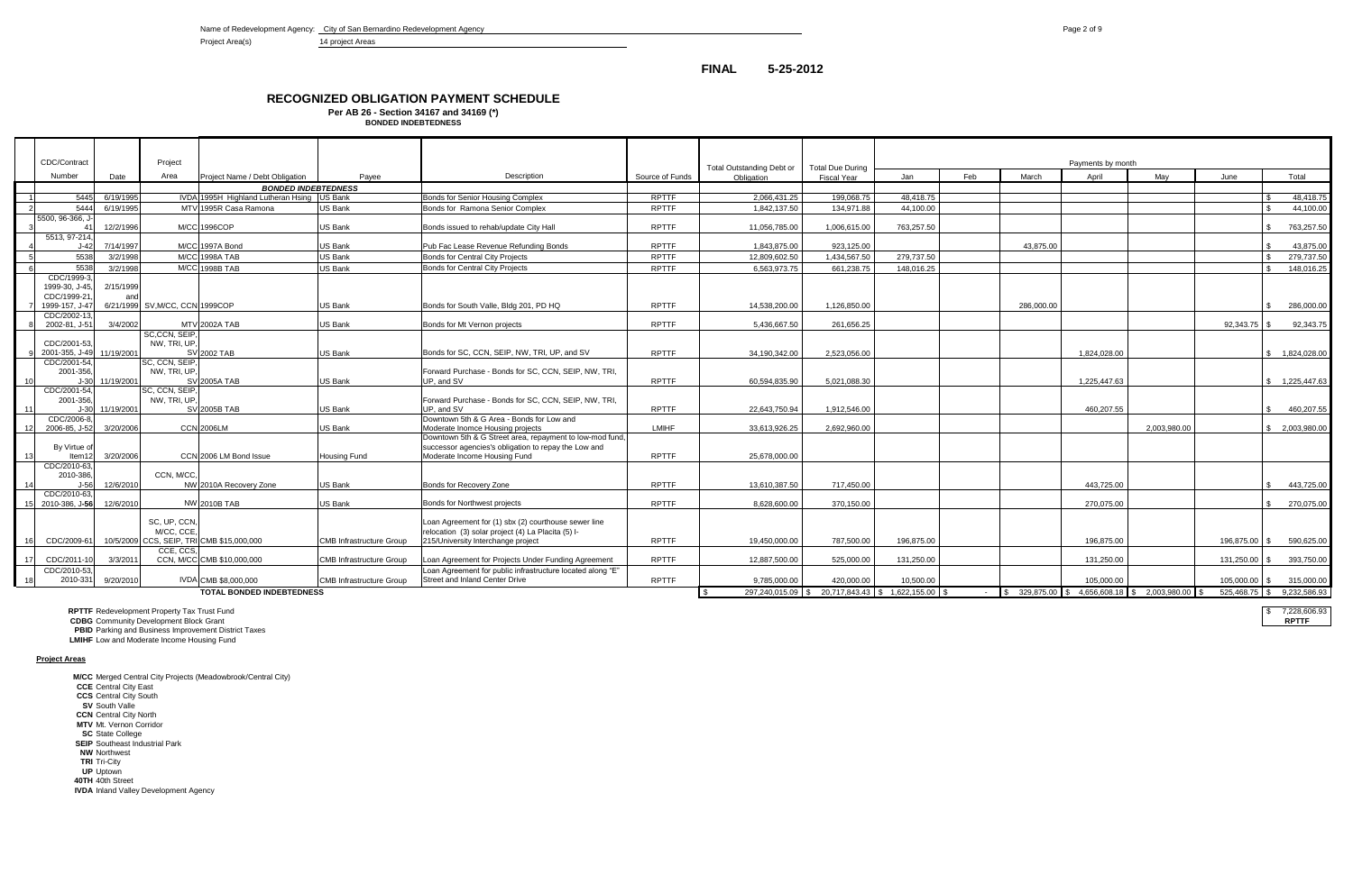Name of Redevelopment Agency: City of San Bernardino Redevelopment Agency

Project Area(s) 14 project Areas

**FINAL 5-25-2012**

# RECOGNIZED OBLIGATION PAYMENT SCHEDULE

**Per AB 26 - Section 34167 and 34169 (*)**

**BONDED INDEBTEDNESS**

| | CDC/Contract Number | Date | Project Area | Project Name / Debt Obligation | Payee | Description | Source of Funds | Total Outstanding Debt or Obligation | Total Due During Fiscal Year | Payments by month Jan | Feb | March | April | May | June | Total |
|---|---|---|---|---|---|---|---|---|---|---|---|---|---|---|---|---|
| | | | | ***BONDED INDEBTEDNESS*** | | | | | | | | | | | | |
| 1 | 5445 | 6/19/1995 | IVDA | 1995H Highland Lutheran Hsing | US Bank | Bonds for Senior Housing Complex | RPTTF | 2,066,431.25 | 199,068.75 | 48,418.75 | | | | | | $ 48,418.75 |
| 2 | 5444 | 6/19/1995 | MTV | 1995R Casa Ramona | US Bank | Bonds for Ramona Senior Complex | RPTTF | 1,842,137.50 | 134,971.88 | 44,100.00 | | | | | | $ 44,100.00 |
| 3 | 5500, 96-366, J-41 | 12/2/1996 | M/CC | 1996COP | US Bank | Bonds issued to rehab/update City Hall | RPTTF | 11,056,785.00 | 1,006,615.00 | 763,257.50 | | | | | | $ 763,257.50 |
| 4 | 5513, 97-214, J-42 | 7/14/1997 | M/CC | 1997A Bond | US Bank | Pub Fac Lease Revenue Refunding Bonds | RPTTF | 1,843,875.00 | 923,125.00 | | | 43,875.00 | | | | $ 43,875.00 |
| 5 | 5538 | 3/2/1998 | M/CC | 1998A TAB | US Bank | Bonds for Central City Projects | RPTTF | 12,809,602.50 | 1,434,567.50 | 279,737.50 | | | | | | $ 279,737.50 |
| 6 | 5538 | 3/2/1998 | M/CC | 1998B TAB | US Bank | Bonds for Central City Projects | RPTTF | 6,563,973.75 | 661,238.75 | 148,016.25 | | | | | | $ 148,016.25 |
| 7 | CDC/1999-3, 1999-30, J-45, CDC/1999-21, 1999-157, J-47 | 2/15/1999 and 6/21/1999 | SV,M/CC, CCN | 1999COP | US Bank | Bonds for South Valle, Bldg 201, PD HQ | RPTTF | 14,538,200.00 | 1,126,850.00 | | | 286,000.00 | | | | $ 286,000.00 |
| 8 | CDC/2002-13, 2002-81, J-51 | 3/4/2002 | MTV | 2002A TAB | US Bank | Bonds for Mt Vernon projects | RPTTF | 5,436,667.50 | 261,656.25 | | | | | | 92,343.75 | $ 92,343.75 |
| 9 | CDC/2001-53, 2001-355, J-49 | 11/19/2001 | SC,CCN, SEIP, NW, TRI, UP, SV | 2002 TAB | US Bank | Bonds for SC, CCN, SEIP, NW, TRI, UP, and SV | RPTTF | 34,190,342.00 | 2,523,056.00 | | | | 1,824,028.00 | | | $ 1,824,028.00 |
| 10 | CDC/2001-54, 2001-356, J-30 | 11/19/2001 | SC, CCN, SEIP, NW, TRI, UP, SV | 2005A TAB | US Bank | Forward Purchase - Bonds for SC, CCN, SEIP, NW, TRI, UP, and SV | RPTTF | 60,594,835.90 | 5,021,088.30 | | | | 1,225,447.63 | | | $ 1,225,447.63 |
| 11 | CDC/2001-54, 2001-356, J-30 | 11/19/2001 | SC, CCN, SEIP, NW, TRI, UP, SV | 2005B TAB | US Bank | Forward Purchase - Bonds for SC, CCN, SEIP, NW, TRI, UP, and SV | RPTTF | 22,643,750.94 | 1,912,546.00 | | | | 460,207.55 | | | $ 460,207.55 |
| 12 | CDC/2006-8, 2006-85, J-52 | 3/20/2006 | CCN | 2006LM | US Bank | Downtown 5th & G Area - Bonds for Low and Moderate Inomce Housing projects | LMIHF | 33,613,926.25 | 2,692,960.00 | | | | | 2,003,980.00 | | $ 2,003,980.00 |
| 13 | By Virtue of Item12 | 3/20/2006 | CCN | 2006 LM Bond Issue | Housing Fund | Downtown 5th & G Street area, repayment to low-mod fund, successor agencies's obligation to repay the Low and Moderate Income Housing Fund | RPTTF | 25,678,000.00 | | | | | | | | |
| 14 | CDC/2010-63, 2010-386, J-56 | 12/6/2010 | CCN, M/CC, NW | 2010A Recovery Zone | US Bank | Bonds for Recovery Zone | RPTTF | 13,610,387.50 | 717,450.00 | | | | 443,725.00 | | | $ 443,725.00 |
| 15 | CDC/2010-63, 2010-386, J-56 | 12/6/2010 | NW | 2010B TAB | US Bank | Bonds for Northwest projects | RPTTF | 8,628,600.00 | 370,150.00 | | | | 270,075.00 | | | $ 270,075.00 |
| 16 | CDC/2009-61 | 10/5/2009 | SC, UP, CCN, M/CC, CCE, CCS, SEIP, TRI | CMB $15,000,000 | CMB Infrastructure Group | Loan Agreement for (1) sbx (2) courthouse sewer line relocation (3) solar project (4) La Placita (5) I-215/University Interchange project | RPTTF | 19,450,000.00 | 787,500.00 | 196,875.00 | | | 196,875.00 | | 196,875.00 | $ 590,625.00 |
| 17 | CDC/2011-10 | 3/3/2011 | CCE, CCS, CCN, M/CC | CMB $10,000,000 | CMB Infrastructure Group | Loan Agreement for Projects Under Funding Agreement | RPTTF | 12,887,500.00 | 525,000.00 | 131,250.00 | | | 131,250.00 | | 131,250.00 | $ 393,750.00 |
| 18 | CDC/2010-53, 2010-331 | 9/20/2010 | IVDA | CMB $8,000,000 | CMB Infrastructure Group | Loan Agreement for public infrastructure located along "E" Street and Inland Center Drive | RPTTF | 9,785,000.00 | 420,000.00 | 10,500.00 | | | 105,000.00 | | 105,000.00 | $ 315,000.00 |
| | | | | **TOTAL BONDED INDEBTEDNESS** | | | | $ 297,240,015.09 | $ 20,717,843.43 | $ 1,622,155.00 | $ - | $ 329,875.00 | $ 4,656,608.18 | $ 2,003,980.00 | $ 525,468.75 | $ 9,232,586.93 |
| | | | | | | | | | | | | | | | | $ 7,228,606.93 **RPTTF** |

**RPTTF** Redevelopment Property Tax Trust Fund
**CDBG** Community Development Block Grant
**PBID** Parking and Business Improvement District Taxes
**LMIHF** Low and Moderate Income Housing Fund

**Project Areas**

**M/CC** Merged Central City Projects (Meadowbrook/Central City)
**CCE** Central City East
**CCS** Central City South
**SV** South Valle
**CCN** Central City North
**MTV** Mt. Vernon Corridor
**SC** State College
**SEIP** Southeast Industrial Park
**NW** Northwest
**TRI** Tri-City
**UP** Uptown
**40TH** 40th Street
**IVDA** Inland Valley Development Agency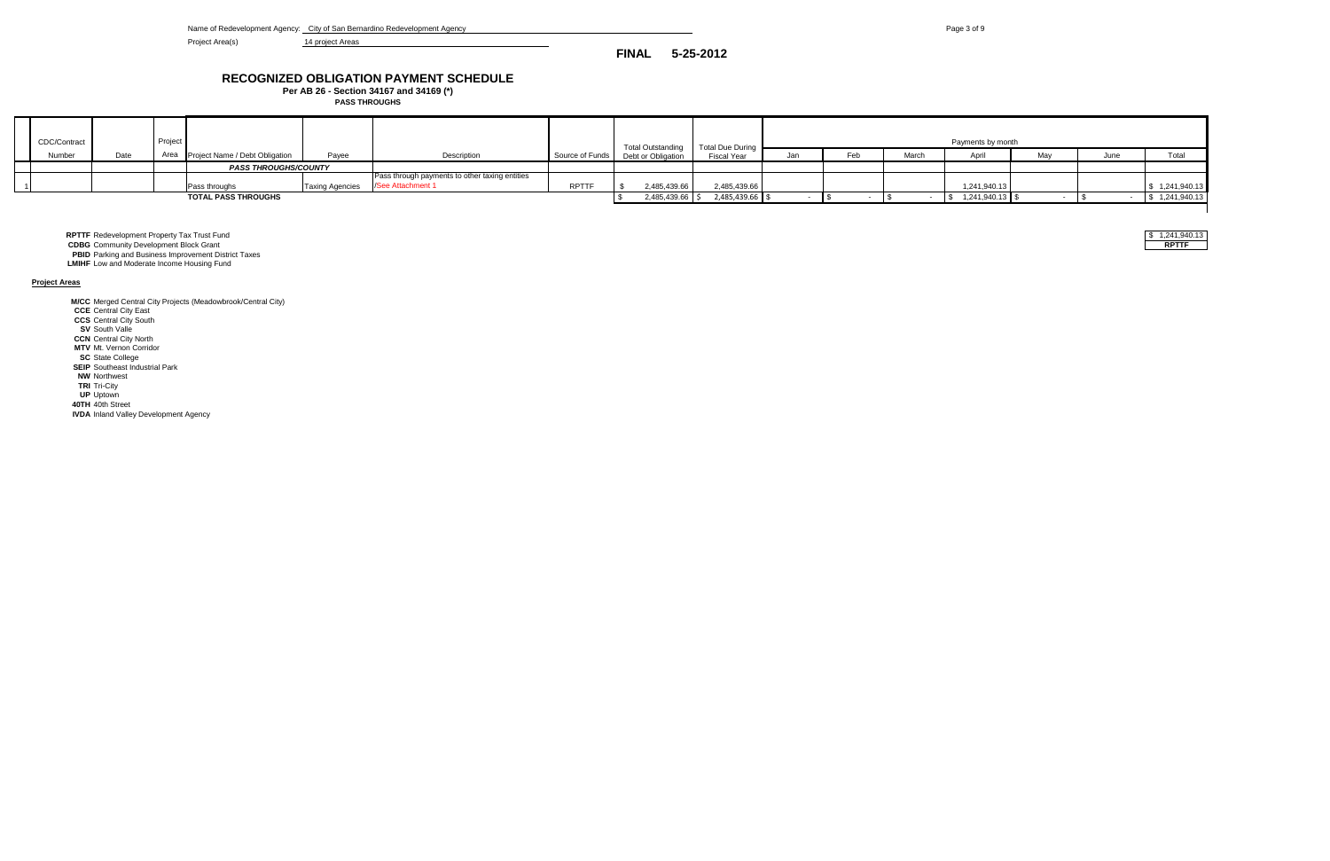Name of Redevelopment Agency: City of San Bernardino Redevelopment Agency

Project Area(s) 14 project Areas

**FINAL 5-25-2012**

# RECOGNIZED OBLIGATION PAYMENT SCHEDULE

**Per AB 26 - Section 34167 and 34169 (*)**

**PASS THROUGHS**

| | CDC/Contract Number | Date | Project Area | Project Name / Debt Obligation | Payee | Description | Source of Funds | Total Outstanding Debt or Obligation | Total Due During Fiscal Year | Payments by month Jan | Feb | March | April | May | June | Total |
|---|---|---|---|---|---|---|---|---|---|---|---|---|---|---|---|---|
| | | | | ***PASS THROUGHS/COUNTY*** | | | | | | | | | | | | |
| 1 | | | | Pass throughs | Taxing Agencies | Pass through payments to other taxing entities /See Attachment 1 | RPTTF | $ 2,485,439.66 | 2,485,439.66 | | | | 1,241,940.13 | | | $ 1,241,940.13 |
| | | | | **TOTAL PASS THROUGHS** | | | | $ 2,485,439.66 | $ 2,485,439.66 | $ - | $ - | $ - | $ 1,241,940.13 | $ - | $ - | $ 1,241,940.13 |

| | |
|---|---|
| $ 1,241,940.13 | **RPTTF** |

**RPTTF** Redevelopment Property Tax Trust Fund
**CDBG** Community Development Block Grant
**PBID** Parking and Business Improvement District Taxes
**LMIHF** Low and Moderate Income Housing Fund

**Project Areas**

**M/CC** Merged Central City Projects (Meadowbrook/Central City)
**CCE** Central City East
**CCS** Central City South
**SV** South Valle
**CCN** Central City North
**MTV** Mt. Vernon Corridor
**SC** State College
**SEIP** Southeast Industrial Park
**NW** Northwest
**TRI** Tri-City
**UP** Uptown
**40TH** 40th Street
**IVDA** Inland Valley Development Agency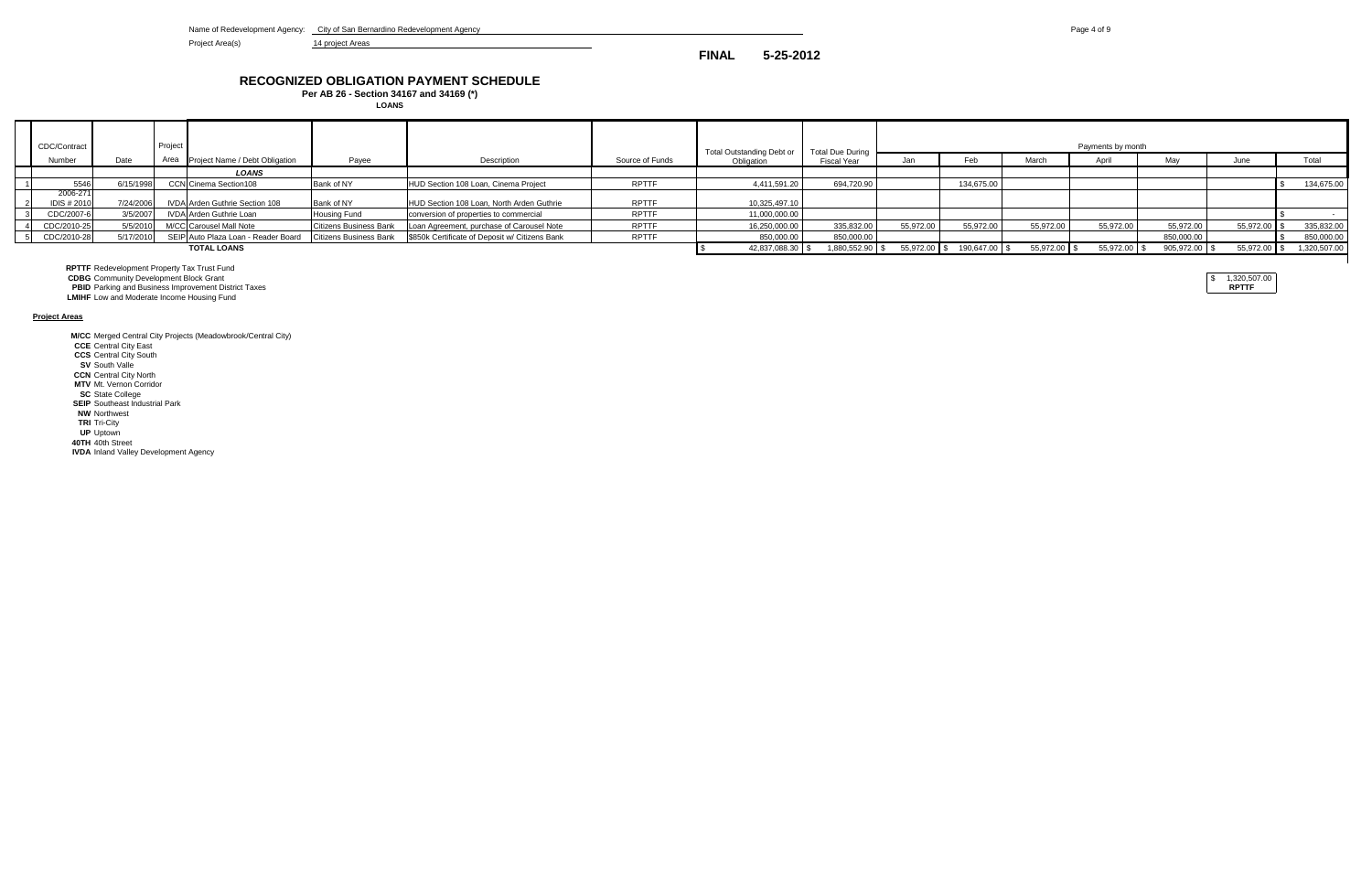Name of Redevelopment Agency: City of San Bernardino Redevelopment Agency

Project Area(s): 14 project Areas

**FINAL 5-25-2012**

# RECOGNIZED OBLIGATION PAYMENT SCHEDULE

**Per AB 26 - Section 34167 and 34169 (*)**

**LOANS**

| | CDC/Contract Number | Date | Project Area | Project Name / Debt Obligation | Payee | Description | Source of Funds | Total Outstanding Debt or Obligation | Total Due During Fiscal Year | Payments by month Jan | Feb | March | April | May | June | Total |
|---|---|---|---|---|---|---|---|---|---|---|---|---|---|---|---|---|
| | | | | ***LOANS*** | | | | | | | | | | | | |
| 1 | 5546 | 6/15/1998 | CCN | Cinema Section108 | Bank of NY | HUD Section 108 Loan, Cinema Project | RPTTF | 4,411,591.20 | 694,720.90 | | 134,675.00 | | | | | $ 134,675.00 |
| 2 | 2006-271 IDIS # 2010 | 7/24/2006 | IVDA | Arden Guthrie Section 108 | Bank of NY | HUD Section 108 Loan, North Arden Guthrie | RPTTF | 10,325,497.10 | | | | | | | | |
| 3 | CDC/2007-6 | 3/5/2007 | IVDA | Arden Guthrie Loan | Housing Fund | conversion of properties to commercial | RPTTF | 11,000,000.00 | | | | | | | | $ - |
| 4 | CDC/2010-25 | 5/5/2010 | M/CC | Carousel Mall Note | Citizens Business Bank | Loan Agreement, purchase of Carousel Note | RPTTF | 16,250,000.00 | 335,832.00 | 55,972.00 | 55,972.00 | 55,972.00 | 55,972.00 | 55,972.00 | 55,972.00 | $ 335,832.00 |
| 5 | CDC/2010-28 | 5/17/2010 | SEIP | Auto Plaza Loan - Reader Board | Citizens Business Bank | $850k Certificate of Deposit w/ Citizens Bank | RPTTF | 850,000.00 | 850,000.00 | | | | | 850,000.00 | | $ 850,000.00 |
| | | | | **TOTAL LOANS** | | | | $ 42,837,088.30 | $ 1,880,552.90 | $ 55,972.00 | $ 190,647.00 | $ 55,972.00 | $ 55,972.00 | $ 905,972.00 | $ 55,972.00 | $ 1,320,507.00 |

$ 1,320,507.00 **RPTTF**

**RPTTF** Redevelopment Property Tax Trust Fund
**CDBG** Community Development Block Grant
**PBID** Parking and Business Improvement District Taxes
**LMIHF** Low and Moderate Income Housing Fund

**Project Areas**

**M/CC** Merged Central City Projects (Meadowbrook/Central City)
**CCE** Central City East
**CCS** Central City South
**SV** South Valle
**CCN** Central City North
**MTV** Mt. Vernon Corridor
**SC** State College
**SEIP** Southeast Industrial Park
**NW** Northwest
**TRI** Tri-City
**UP** Uptown
**40TH** 40th Street
**IVDA** Inland Valley Development Agency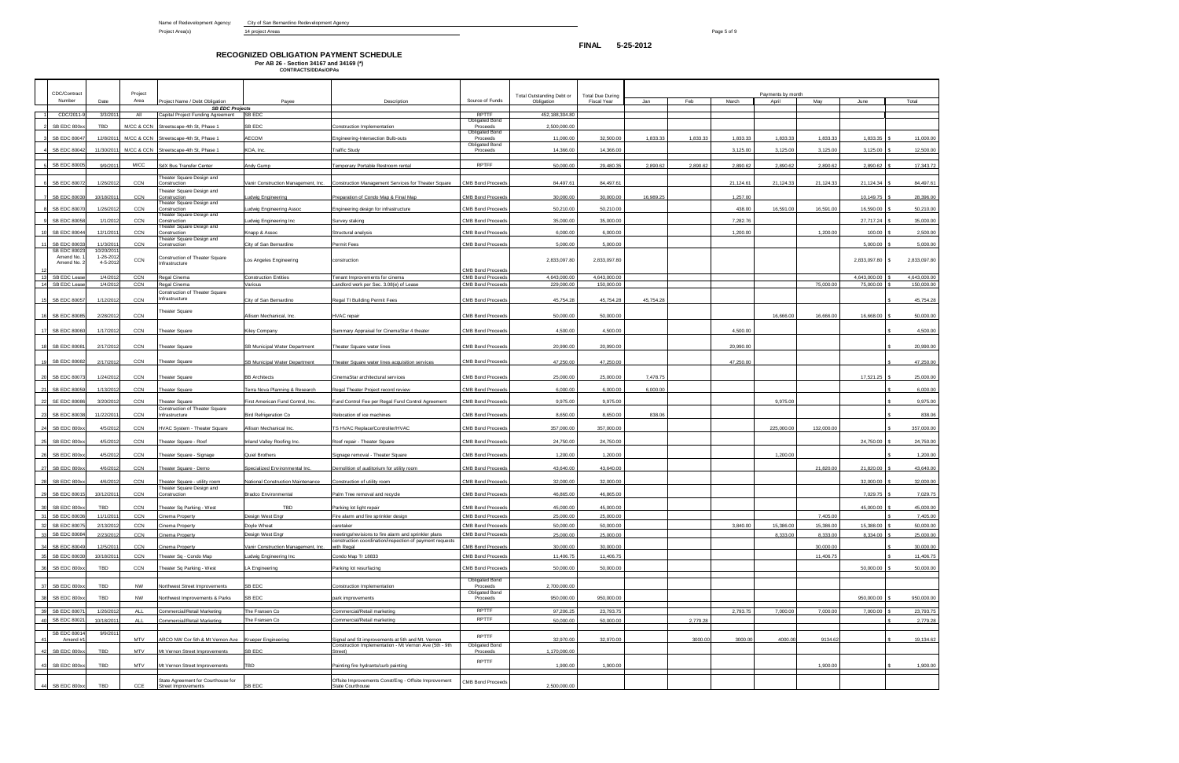Name of Redevelopment Agency: City of San Bernardino Redevelopment Agency

Project Area(s) 14 project Areas

**FINAL 5-25-2012**

## RECOGNIZED OBLIGATION PAYMENT SCHEDULE

**Per AB 26 - Section 34167 and 34169 (*)**

**CONTRACTS/DDAs/OPAs**

| | CDC/Contract Number | Date | Project Area | Project Name / Debt Obligation | Payee | Description | Source of Funds | Total Outstanding Debt or Obligation | Total Due During Fiscal Year | Jan | Feb | March | April | May | June | Total |
|---|---|---|---|---|---|---|---|---|---|---|---|---|---|---|---|---|
| | | | | ***SB EDC Projects*** | | | | | | | | | | | | |
| 1 | CDC/2011-9 | 3/3/2011 | All | Capital Project Funding Agreement | SB EDC | | RPTTF | 452,188,304.80 | | | | | | | | |
| 2 | SB EDC 800xx | TBD | M/CC & CCN | Streetscape-4th St, Phase 1 | SB EDC | Construction Implementation | Obligated Bond Proceeds | 2,500,000.00 | | | | | | | | |
| 3 | SB EDC 80047 | 12/8/2011 | M/CC & CCN | Streetscape-4th St, Phase 1 | AECOM | Engineering-Intersection Bulb-outs | Obligated Bond Proceeds | 11,000.00 | 32,500.00 | 1,833.33 | 1,833.33 | 1,833.33 | 1,833.33 | 1,833.33 | 1,833.35 | $ 11,000.00 |
| 4 | SB EDC 80042 | 11/30/2011 | M/CC & CCN | Streetscape-4th St, Phase 1 | KOA, Inc. | Traffic Study | Obligated Bond Proceeds | 14,366.00 | 14,366.00 | | | 3,125.00 | 3,125.00 | 3,125.00 | 3,125.00 | $ 12,500.00 |
| 5 | SB EDC 80005 | 9/9/2011 | M/CC | SdX Bus Transfer Center | Andy Gump | Temporary Portable Restroom rental | RPTTF | 50,000.00 | 29,480.35 | 2,890.62 | 2,890.62 | 2,890.62 | 2,890.62 | 2,890.62 | 2,890.62 | $ 17,343.72 |
| 6 | SB EDC 80072 | 1/26/2012 | CCN | Theater Square Design and Construction | Vanir Construction Management, Inc. | Construction Management Services for Theater Square | CMB Bond Proceeds | 84,497.61 | 84,497.61 | | | 21,124.61 | 21,124.33 | 21,124.33 | 21,124.34 | $ 84,497.61 |
| 7 | SB EDC 80030 | 10/18/2011 | CCN | Theater Square Design and Construction | Ludwig Engineering | Preparation of Condo Map & Final Map | CMB Bond Proceeds | 30,000.00 | 30,000.00 | 16,989.25 | | 1,257.00 | | | 10,149.75 | $ 28,396.00 |
| 8 | SB EDC 80070 | 1/26/2012 | CCN | Theater Square Design and Construction | Ludwig Engineering Assoc | Engineering design for infrastructure | CMB Bond Proceeds | 50,210.00 | 50,210.00 | | | 438.00 | 16,591.00 | 16,591.00 | 16,590.00 | $ 50,210.00 |
| 9 | SB EDC 80058 | 1/1/2012 | CCN | Theater Square Design and Construction | Ludwig Engineering Inc | Survey staking | CMB Bond Proceeds | 35,000.00 | 35,000.00 | | | 7,282.76 | | | 27,717.24 | $ 35,000.00 |
| 10 | SB EDC 80044 | 12/1/2011 | CCN | Theater Square Design and Construction | Knapp & Assoc | Structural analysis | CMB Bond Proceeds | 6,000.00 | 6,000.00 | | | 1,200.00 | | 1,200.00 | 100.00 | $ 2,500.00 |
| 11 | SB EDC 80033 | 11/3/2011 | CCN | Theater Square Design and Construction | City of San Bernardino | Permit Fees | CMB Bond Proceeds | 5,000.00 | 5,000.00 | | | | | | 5,000.00 | $ 5,000.00 |
| 12 | SB EDC 80023 Amend No. 1 Amend No. 2 | 10/20/2011 1-26-2012 4-5-2012 | CCN | Construction of Theater Square Infrastructure | Los Angeles Engineering | construction | CMB Bond Proceeds | 2,833,097.80 | 2,833,097.80 | | | | | | 2,833,097.80 | $ 2,833,097.80 |
| 13 | SB EDC Lease | 1/4/2012 | CCN | Regal Cinema | Construction Entities | Tenant Improvements for cinema | CMB Bond Proceeds | 4,643,000.00 | 4,643,000.00 | | | | | | 4,643,000.00 | $ 4,643,000.00 |
| 14 | SB EDC Lease | 1/4/2012 | CCN | Regal Cinema | Various | Landlord work per Sec. 3.08(e) of Lease | CMB Bond Proceeds | 229,000.00 | 150,000.00 | | | | | 75,000.00 | 75,000.00 | $ 150,000.00 |
| 15 | SB EDC 80057 | 1/12/2012 | CCN | Construction of Theater Square Infrastructure | City of San Bernardino | Regal TI Building Permit Fees | CMB Bond Proceeds | 45,754.28 | 45,754.28 | 45,754.28 | | | | | | $ 45,754.28 |
| 16 | SB EDC 80085 | 2/28/2012 | CCN | Theater Square | Allison Mechanical, Inc. | HVAC repair | CMB Bond Proceeds | 50,000.00 | 50,000.00 | | | | 16,666.00 | 16,666.00 | 16,668.00 | $ 50,000.00 |
| 17 | SB EDC 80060 | 1/17/2012 | CCN | Theater Square | Kiley Company | Summary Appraisal for CinemaStar 4 theater | CMB Bond Proceeds | 4,500.00 | 4,500.00 | | | 4,500.00 | | | | $ 4,500.00 |
| 18 | SB EDC 80081 | 2/17/2012 | CCN | Theater Square | SB Municipal Water Department | Theater Square water lines | CMB Bond Proceeds | 20,990.00 | 20,990.00 | | | 20,990.00 | | | | $ 20,990.00 |
| 19 | SB EDC 80082 | 2/17/2012 | CCN | Theater Square | SB Municipal Water Department | Theater Square water lines acquisition services | CMB Bond Proceeds | 47,250.00 | 47,250.00 | | | 47,250.00 | | | | $ 47,250.00 |
| 20 | SB EDC 80073 | 1/24/2012 | CCN | Theater Square | BB Architects | CinemaStar architectural services | CMB Bond Proceeds | 25,000.00 | 25,000.00 | 7,478.75 | | | | | 17,521.25 | $ 25,000.00 |
| 21 | SB EDC 80059 | 1/13/2012 | CCN | Theater Square | Terra Nova Planning & Research | Regal Theater Project record review | CMB Bond Proceeds | 6,000.00 | 6,000.00 | 6,000.00 | | | | | | $ 6,000.00 |
| 22 | SB EDC 80086 | 3/20/2012 | CCN | Theater Square | First American Fund Control, Inc. | Fund Control Fee per Regal Fund Control Agreement | CMB Bond Proceeds | 9,975.00 | 9,975.00 | | | | 9,975.00 | | | $ 9,975.00 |
| 23 | SB EDC 80038 | 11/22/2011 | CCN | Construction of Theater Square Infrastructure | Bird Refrigeration Co | Relocation of ice machines | CMB Bond Proceeds | 8,650.00 | 8,650.00 | 838.06 | | | | | | $ 838.06 |
| 24 | SB EDC 800xx | 4/5/2012 | CCN | HVAC System - Theater Square | Allison Mechanical Inc. | TS HVAC Replace/Controller/HVAC | CMB Bond Proceeds | 357,000.00 | 357,000.00 | | | | 225,000.00 | 132,000.00 | | $ 357,000.00 |
| 25 | SB EDC 800xx | 4/5/2012 | CCN | Theater Square - Roof | Inland Valley Roofing Inc. | Roof repair - Theater Square | CMB Bond Proceeds | 24,750.00 | 24,750.00 | | | | | | 24,750.00 | $ 24,750.00 |
| 26 | SB EDC 800xx | 4/5/2012 | CCN | Theater Square - Signage | Quiel Brothers | Signage removal - Theater Square | CMB Bond Proceeds | 1,200.00 | 1,200.00 | | | | 1,200.00 | | | $ 1,200.00 |
| 27 | SB EDC 800xx | 4/6/2012 | CCN | Theater Square - Demo | Specialized Environmental Inc. | Demolition of auditorium for utility room | CMB Bond Proceeds | 43,640.00 | 43,640.00 | | | | | 21,820.00 | 21,820.00 | $ 43,640.00 |
| 28 | SB EDC 800xx | 4/6/2012 | CCN | Theater Square - utility room | National Construction Maintenance | Construction of utility room | CMB Bond Proceeds | 32,000.00 | 32,000.00 | | | | | | 32,000.00 | $ 32,000.00 |
| 29 | SB EDC 80015 | 10/12/2011 | CCN | Theater Square Design and Construction | Bradco Environmental | Palm Tree removal and recycle | CMB Bond Proceeds | 46,865.00 | 46,865.00 | | | | | | 7,029.75 | $ 7,029.75 |
| 30 | SB EDC 800xx | TBD | CCN | Theater Sq Parking - West | TBD | Parking lot light repair | CMB Bond Proceeds | 45,000.00 | 45,000.00 | | | | | | 45,000.00 | $ 45,000.00 |
| 31 | SB EDC 80036 | 11/1/2011 | CCN | Cinema Property | Design West Engr | Fire alarm and fire sprinkler design | CMB Bond Proceeds | 25,000.00 | 25,000.00 | | | | | 7,405.00 | | $ 7,405.00 |
| 32 | SB EDC 80075 | 2/13/2012 | CCN | Cinema Property | Doyle Wheat | caretaker | CMB Bond Proceeds | 50,000.00 | 50,000.00 | | | 3,840.00 | 15,386.00 | 15,386.00 | 15,388.00 | $ 50,000.00 |
| 33 | SB EDC 80084 | 2/23/2012 | CCN | Cinema Property | Design West Engr | meetings/revisions to fire alarm and sprinkler plans | CMB Bond Proceeds | 25,000.00 | 25,000.00 | | | | 8,333.00 | 8,333.00 | 8,334.00 | $ 25,000.00 |
| 34 | SB EDC 80049 | 12/5/2011 | CCN | Cinema Property | Vanir Construction Management, Inc. | construction coordination/inspection of payment requests with Regal | CMB Bond Proceeds | 30,000.00 | 30,000.00 | | | | | 30,000.00 | | $ 30,000.00 |
| 35 | SB EDC 80039 | 10/18/2011 | CCN | Theater Sq - Condo Map | Ludwig Engineering Inc | Condo Map Tr 18833 | CMB Bond Proceeds | 11,406.75 | 11,406.75 | | | | | 11,406.75 | | $ 11,406.75 |
| 36 | SB EDC 800xx | TBD | CCN | Theater Sq Parking - West | LA Engineering | Parking lot resurfacing | CMB Bond Proceeds | 50,000.00 | 50,000.00 | | | | | | 50,000.00 | $ 50,000.00 |
| 37 | SB EDC 800xx | TBD | NW | Northwest Street Improvements | SB EDC | Construction Implementation | Obligated Bond Proceeds | 2,700,000.00 | | | | | | | | |
| 38 | SB EDC 800xx | TBD | NW | Northwest Improvements & Parks | SB EDC | park improvements | Obligated Bond Proceeds | 950,000.00 | 950,000.00 | | | | | | 950,000.00 | $ 950,000.00 |
| 39 | SB EDC 80071 | 1/26/2012 | ALL | Commercial/Retail Marketing | The Fransen Co | Commercial/Retail marketing | RPTTF | 97,206.25 | 23,793.75 | | | 2,793.75 | 7,000.00 | 7,000.00 | 7,000.00 | $ 23,793.75 |
| 40 | SB EDC 80021 | 10/18/2011 | ALL | Commercial/Retail Marketing | The Fransen Co | Commercial/Retail marketing | RPTTF | 50,000.00 | 50,000.00 | | 2,779.28 | | | | | $ 2,779.28 |
| 41 | SB EDC 80014 Amend #1 | 9/9/2011 | MTV | ARCO NW Cor 5th & Mt Vernon Ave | Krueper Engineering | Signal and St improvements at 5th and Mt. Vernon | RPTTF | 32,970.00 | 32,970.00 | | 3000.00 | 3000.00 | 4000.00 | 9134.62 | | $ 19,134.62 |
| 42 | SB EDC 800xx | TBD | MTV | Mt Vernon Street Improvements | SB EDC | Construction Implementation - Mt Vernon Ave (5th - 9th Street) | Obligated Bond Proceeds | 1,170,000.00 | | | | | | | | |
| 43 | SB EDC 800xx | TBD | MTV | Mt Vernon Street Improvements | TBD | Painting fire hydrants/curb painting | RPTTF | 1,900.00 | 1,900.00 | | | | | 1,900.00 | | $ 1,900.00 |
| 44 | SB EDC 800xx | TBD | CCE | State Agreement for Courthouse for Street Improvements | SB EDC | Offsite Improvements Const/Eng - Offsite Improvement State Courthouse | CMB Bond Proceeds | 2,500,000.00 | | | | | | | | |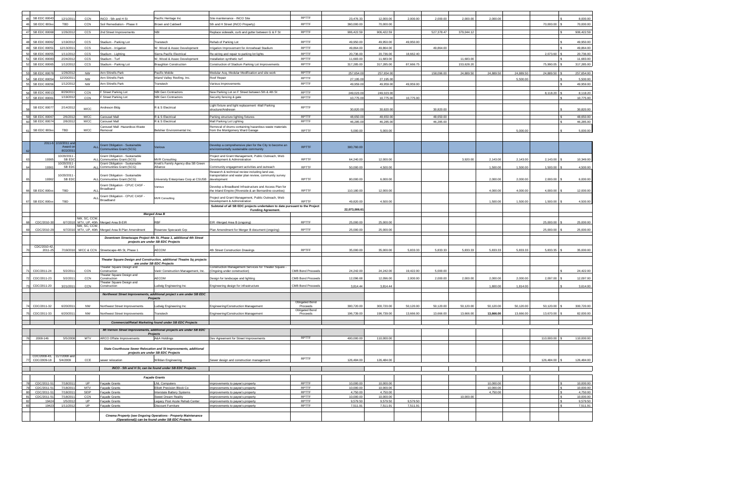| # | Project ID | Date | Area | Project Name | Payee | Description | Funding Source | Total | Amount | Col1 | Col2 | Col3 | Col4 | Col5 | Col6 | Total |
|---|---|---|---|---|---|---|---|---|---|---|---|---|---|---|---|---|
| 45 | SB EDC 80043 | 12/1/2011 | CCN | INCO - 5th and H St | Pacific Heritage Inc | Site maintenance - INCO Site | RPTTF | 23,476.33 | 12,000.00 | 2,000.00 | 2,000.00 | 2,000.00 | 2,000.00 | | | $ 8,000.00 |
| 46 | SB EDC 800xx | TBD | CCN | Soil Remediation - Phase II | Brown and Caldwell | 5th and H Street (INCO Property) | RPTTF | 360,000.00 | 70,000.00 | | | | | | 70,000.00 | $ 70,000.00 |
| 47 | SB EDC 80068 | 1/26/2012 | CCS | 2nd Street Improvements | NBI | Replace sidewalk, curb and gutter between G & F St | RPTTF | 906,422.59 | 906,422.59 | | 527,378.47 | 379,044.12 | | | | $ 906,422.59 |
| 48 | SB EDC 80062 | 1/19/2012 | CCS | Stadium - Parking Lot | Transtech | Rehab of Parking Lot | RPTTF | 49,950.00 | 49,950.00 | 49,950.00 | | | | | | $ 49,950.00 |
| 49 | SB EDC 80051 | 12/13/2011 | CCS | Stadium - Irrigation | W. Wood & Assoc Development | Irrigation Improvement for Arrowhead Stadium | RPTTF | 49,864.00 | 49,864.00 | | 49,864.00 | | | | | $ 49,864.00 |
| 50 | SB EDC 80055 | 1/11/2012 | CCS | Stadium - Lighting | Sierra Pacific Electrical | Re-wiring and repair to parking lot lights | RPTTF | 20,736.00 | 20,736.00 | 18,662.40 | | | | | 2,073.60 | $ 20,736.00 |
| 51 | SB EDC 80083 | 2/24/2012 | CCS | Stadium - Turf | W. Wood & Assoc Development | Installation synthetic turf | RPTTF | 11,683.00 | 11,683.00 | | | 11,683.00 | | | | $ 11,683.00 |
| 52 | SB EDC 80065 | 1/12/2012 | CCS | Stadium - Parking Lot | Braughton Construction | Construction of Stadium Parking Lot Improvements | RPTTF | 317,285.00 | 317,285.00 | 87,666.75 | | 153,628.20 | | | 75,990.05 | $ 317,285.00 |
| 53 | SB EDC 80078 | 1/26/2012 | NW | Ann Shirrells Park | Pacific Mobile | Modular Acq, Modular Modification and site work | RPTTF | 257,654.00 | 257,654.00 | | 158,096.00 | 24,889.50 | 24,889.50 | 24,889.50 | 24,889.50 | $ 257,654.00 |
| 54 | SB EDC 80054 | 12/20/2011 | NW | Ann Shirrells Park | Inland Valley Roofing, Inc. | Roof Repair | RPTTF | 27,195.00 | 27,195.00 | | | | | 5,500.00 | | $ 5,500.00 |
| 55 | SB EDC 80056 | 1/12/2012 | NW | Ann Shirrells Park | Transtech | Various Improvements | RPTTF | 49,959.00 | 49,959.00 | 49,959.00 | | | | | | $ 49,959.00 |
| 56 | SB EDC 80013 | 8/29/2011 | CCN | F Street Parking Lot | NBI Gen Contractors | New Parking Lot on F Street between 5th & 4th St | RPTTF | 249,023.00 | 249,023.00 | | | | | | 8,118.20 | $ 8,118.20 |
| 57 | SB EDC 80061 | 1/19/2012 | CCN | F Street Parking Lot | NBI Gen Contractors | Security fencing & gate | RPTTF | 10,775.00 | 10,775.00 | 10,775.00 | | | | | | $ 10,775.00 |
| 58 | SB EDC 80077 | 2/14/2012 | M/CC | Andreson Bldg | R & S Electrical | Light fixture and light replacement -Mall Parking structure/Andreson | RPTTF | 30,820.00 | 30,820.00 | | 30,820.00 | | | | | $ 30,820.00 |
| 59 | SB EDC 80067 | 2/6/2012 | M/CC | Carousel Mall | R & S Electrical | Parking structure lighting fixtures | RPTTF | 48,650.00 | 48,650.00 | | 48,650.00 | | | | | $ 48,650.00 |
| 60 | SB EDC 80074 | 2/8/2012 | M/CC | Carousel Mall | R & S Electrical | Mall Parking Lot Lighting | RPTTF | 46,285.00 | 46,285.00 | | 46,285.00 | | | | | $ 46,285.00 |
| 61 | SB EDC 800xx | TBD | M/CC | Carousel Mall -Hazardous Waste Removal | Belshier Environmental Inc. | Removal of drums containing hazardous waste materials from the Montgomery Ward Garage | RPTTF | 5,000.00 | 5,000.00 | | | | | 5,000.00 | | $ 5,000.00 |
| 62 | 2011-6 | 1/10/2011 and Award on 8/22/2011 | ALL | Grant Obligation - Sustainable Communities Grant (SCG) | Various | Develop a comprehensive plan for the City to become an environmentally sustainable community | RPTTF | 300,760.00 | | | | | | | | |
| 63 | 19365 | 10/20/2011 - SB EDC | ALL | Grant Obligation - Sustainable Communities Grant (SCG) | MVR Consulting | Project and Grant Management, Public Outreach, Web Development & Administration | RPTTF | 64,240.00 | 12,000.00 | | | 3,920.00 | 2,143.00 | 2,143.00 | 2,143.00 | $ 10,349.00 |
| 64 | 19361 | 10/20/2011 - SB EDC | ALL | Grant Obligation - Sustainable Communities Grant (SCG) | Knott's Family Agency dba SB Green Alliance | Community engagement activities and outreach | RPTTF | 50,000.00 | 4,500.00 | | | | 1,500.00 | 1,500.00 | 1,500.00 | $ 4,500.00 |
| 65 | 19362 | 10/20/2011 - SB EDC | ALL | Grant Obligation - Sustainable Communities Grant (SCG) | University Enterprises Corp at CSUSB | Research & technical review including land use, transportation and water plan review, community survey development | RPTTF | 80,000.00 | 6,000.00 | | | | 2,000.00 | 2,000.00 | 2,000.00 | $ 6,000.00 |
| 66 | SB EDC 800xx | TBD | ALL | Grant Obligation - CPUC CASF - Broadband | Various | Develop a Broadband Infrastructure and Access Plan for the Inland Empire (Riverside & an Bernardino counties) | RPTTF | 110,180.00 | 12,000.00 | | | | 4,000.00 | 4,000.00 | 4,000.00 | $ 12,000.00 |
| 67 | SB EDC 800xx | TBD | ALL | Grant Obligation - CPUC CASF - Broadband | MVR Consulting | Project and Grant Management, Public Outreach, Web Development & Administration | RPTTF | 49,820.00 | 4,500.00 | | | | 1,500.00 | 1,500.00 | 1,500.00 | $ 4,500.00 |
| | | | | | | Subtotal of all SB EDC projects undertaken to date pursuant to the Project Funding Agreement. | | 22,073,006.61 | | | | | | | | |
| | | | | **Merged Area B** | | | | | | | | | | | | |
| 68 | CDC/2010-30 | 6/7/2010 | NW, SC, CCW, MTV, UP, 40th | Merged Area B-EIR | RBF | EIR -Merged Area B (ongoing) | RPTTF | 25,000.00 | 25,000.00 | | | | | | 25,000.00 | $ 25,000.00 |
| 69 | CDC/2010-29 | 6/7/2010 | NW, SC, CCW, MTV, UP, 40th | Merged Area B-Plan Amendment | Rosenow Spevacek Grp | Plan Amendment for Merger B document (ongoing) | RPTTF | 25,000.00 | 25,000.00 | | | | | | 25,000.00 | $ 25,000.00 |
| | | | | **Downtown Streetscape Project 4th St, Phase 1, additional 4th Street projects are under SB EDC Projects** | | | | | | | | | | | | |
| 70 | CDC/2010-42, 2011-25 | 7/19/2010 | M/CC & CCN | Streetscape-4th St, Phase 1 | AECOM | 4th Street Construction Drawings | RPTTF | 35,000.00 | 35,000.00 | 5,833.33 | 5,833.33 | 5,833.33 | 5,833.33 | 5,833.33 | 5,833.35 | $ 35,000.00 |
| | | | | **Theater Square Design and Construction, additional Theatre Sq projects are under SB EDC Projects** | | | | | | | | | | | | |
| 71 | CDC/2011-24 | 5/2/2011 | CCN | Theater Square Design and Construction | Vanir Construction Management, Inc. | Construction Management Services for Theater Square - (Ongoing under construction) | CMB Bond Proceeds | 24,242.00 | 24,242.00 | 19,422.00 | 5,000.00 | | | | | $ 24,422.00 |
| 72 | CDC/2011-23 | 5/2/2011 | CCN | Theater Square Design and Construction | AECOM | Design for landscape and lighting | CMB Bond Proceeds | 12,096.68 | 12,096.00 | 2,000.00 | 2,000.00 | 2,000.00 | 2,000.00 | 2,000.00 | 2,097.00 | $ 12,097.00 |
| 73 | CDC/2011-20 | 3/21/2011 | CCN | Theater Square Design and Construction | Ludwig Engineering Inc | Engineering design for infrastructure | CMB Bond Proceeds | 3,814.44 | 3,814.44 | | | | 1,800.00 | 1,814.00 | | $ 3,614.00 |
| | | | | **Northwest Street Improvements, additional project s are under SB EDC Projects** | | | | | | | | | | | | |
| 74 | CDC/2011-32 | 6/20/2011 | NW | Northwest Street Improvements | Ludwig Engineering Inc | Engineering/Construction Management | Obligated Bond Proceeds | 300,720.00 | 300,720.00 | 50,120.00 | 50,120.00 | 50,120.00 | 50,120.00 | 50,120.00 | 50,120.00 | $ 300,720.00 |
| 75 | CDC/2011-33 | 6/20/2011 | NW | Northwest Street Improvements | Transtech | Engineering/Construction Management | Obligated Bond Proceeds | 196,739.00 | 196,739.00 | 13,666.00 | 13,666.00 | 13,666.00 | 13,666.00 | 13,666.00 | 13,670.00 | $ 82,000.00 |
| | | | | **Commercial/Retail Marketing found under SB EDC Projects** | | | | | | | | | | | | |
| | | | | **Mt Vernon Street Improvements, additional projects are under SB EDC Projects** | | | | | | | | | | | | |
| 76 | 2008-146 | 5/5/2008 | MTV | ARCO Offsite Improvements | A&A Holdings | Dev Agreement for Street Improvements | RPTTF | 400,000.00 | 110,000.00 | | | | | | 110,000.00 | $ 110,000.00 |
| | | | | **State Courthouse Sewer Relocation and St Improvements, additional projects are under SB EDC Projects** | | | | | | | | | | | | |
| 77 | CDC/2008-43, CDC/2009-18 | 11/7/2008 and 5/4/2009 | CCE | sewer relocation | Willdan Engineering | Sewer design and construction management | RPTTF | 126,484.00 | 126,484.00 | | | | | | 126,484.00 | $ 126,484.00 |
| | | | | **INCO - 5th and H St, can be found under SB EDC Projects** | | | | | | | | | | | | |
| | | | | **Façade Grants** | | | | | | | | | | | | |
| 78 | CDC/2011-51 | 7/18/2011 | UP | Façade Grants | LNL Computers | improvements to payee's property | RPTTF | 10,000.00 | 10,000.00 | | | | 10,000.00 | | | $ 10,000.00 |
| 79 | CDC/2011-51 | 7/18/2011 | MTV | Façade Grants | Elliott Precision Block Co | improvements to payee's property | RPTTF | 10,000.00 | 10,000.00 | | | | 10,000.00 | | | $ 10,000.00 |
| 80 | CDC/2011-51 | 7/18/2011 | SEIP | Façade Grants | Interstate Battery Systems | improvements to payee's property | RPTTF | 4,750.00 | 4,750.00 | | | | 4,750.00 | | | $ 4,750.00 |
| 81 | CDC/2011-51 | 7/18/2011 | CCN | Façade Grants | Sweet Dream Realty | improvements to payee's property | RPTTF | 10,000.00 | 10,000.00 | | | 10,000.00 | | | | $ 10,000.00 |
| 82 | 19424 | 1/5/2012 | UP | Façade Grants | Legacy Post Acute Rehab Center | improvements to payee's property | RPTTF | 9,579.50 | 9,579.50 | 9,579.50 | | | | | | $ 9,579.50 |
| 83 | 19423 | 1/11/2012 | UP | Façade Grants | Discount Furniture | improvements to payee's property | RPTTF | 7,511.91 | 7,511.91 | 7,511.91 | | | | | | $ 7,511.91 |
| | | | | **Cinema Property (see Ongoing Operations - Property Maintenance (Operational)) can be found under SB EDC Projects** | | | | | | | | | | | | |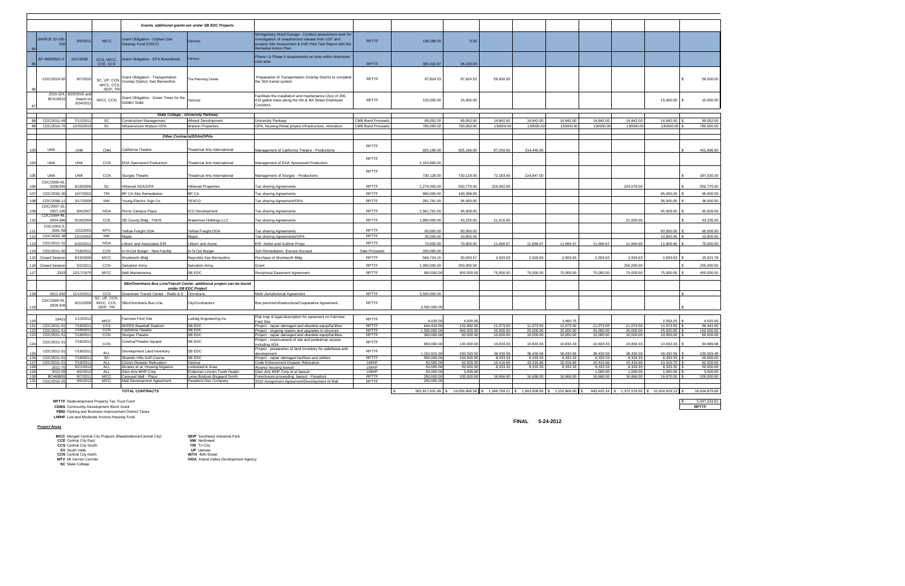| | | | | | | | | | | | | | | | | | |
|---|---|---|---|---|---|---|---|---|---|---|---|---|---|---|---|---|---|
| | | | | **Grants, additional grants are under SB EDC Projects** | | | | | | | | | | | | | |
| 84 | SWRCB 10-105-550 | 6/9/2011 | M/CC | Grant Obligation - Orphan Site Cleanup Fund (OSCF) | Various | Montgomery Ward Garage - Conduct assessment work for investigation of unauthorized release from UST and prepare Site Assessment & SVE Pilot Test Report with the Remedial Action Plan. | RPTTF | 138,188.00 | 0.00 | | | | | | | | |
| 85 | BF-96930501-0 | 10/1/2008 | CCN, M/CC, CCE, CCS | Grant Obligation - EPA Brownfields | Various | Phase I & Phase II assessments on sites within downtown core area | RPTTF | 305,002.87 | 35,100.00 | | | | | | | | |
| 86 | CDC/2010-50 | 9/7/2010 | SC, UP, CCN, M/CC, CCS, SEIP, TRI | Grant Obligation - Transportation Overlay District, San Bernardino | The Planning Center | Preparation of Transportation Overlay District to complete the SbX transit system | RPTTF | 97,824.53 | 97,824.53 | 59,000.00 | | | | | | | $ 59,000.00 |
| 87 | 2010-324, 8CA10910 | 9/20/2010 and Award on 3/24/2011 | M/CC, CCN | Grant Obligation - Green Trees for the Golden State | Various | Facilitate the installation and maintenance (2ys) of 200, #15 gallon trees along the 4th & 5th Street Downtown Corridors. | RPTTF | 133,000.00 | 15,000.00 | | | | | | | 15,000.00 | $ 15,000.00 |
| | | | | **State College - University Parkway** | | | | | | | | | | | | | |
| 88 | CDC/2011-49 | 7/11/2011 | SC | Construction Management | Allwest Development | University Parkway | CMB Bond Proceeds | 89,052.00 | 89,052.00 | 14,842.00 | 14,842.00 | 14,842.00 | 14,842.00 | 14,842.00 | 14,842.00 | $ | 89,052.00 |
| 89 | CDC/2010-70 | 12/20/2010 | SC | Infrastructure Watson OPA | Watson Properties | OPA, housing-Retail project infrastructure, relocation | CMB Bond Proceeds | 780,000.00 | 780,000.00 | 130000.00 | 130000.00 | 130000.00 | 130000.00 | 130000.00 | 130000.00 | $ | 780,000.00 |
| | | | | **Other Contracts/DDAs/OPAs** | | | | | | | | | | | | | |
| 103 | UNK | UNK | CNN | California Theatre | Theatrical Arts International | Management of California Theatre - Productions | RPTTF | 925,196.00 | 925,196.00 | 87,250.00 | 314,446.00 | | | | | | $ 401,696.00 |
| 104 | UNK | UNK | CCN | EDA Sponsored Production | Theatrical Arts International | Management of EDA Sponsored Production | RPTTF | 2,183,900.00 | | | | | | | | | |
| 105 | UNK | UNK | CCN | Sturges Theatre | Theatrical Arts International | Management of Sturges - Productions | RPTTF | 730,128.00 | 730,128.00 | 72,183.00 | 224,847.00 | | | | | | $ 297,030.00 |
| 106 | CDC/2006-42, 2006/346 | 9/18/2006 | SC | Hillwood DDA/OPA | Hillwood Properties | Tax sharing Agreements | RPTTF | 1,274,000.00 | 550,770.00 | 326,692.00 | | | | 224,078.00 | | | $ 550,770.00 |
| 107 | CDC/2002-30 | 10/7/2002 | TRI | BP CA-Site Remediation | BP CA | Tax sharing Agreements | RPTTF | 865,000.00 | 169,288.00 | | | | | | | 95,000.00 | $ 95,000.00 |
| 108 | CDC/2008-11 | 3/17/2008 | NW | Young Electric Sign Co. | YESCO | Tax sharing Agreement/OPA | RPTTF | 261,761.00 | 36,000.00 | | | | | | | 36,000.00 | $ 36,000.00 |
| 109 | CDC/2007-15, 2007-185 | 6/4/2007 | IVDA | Perris Campus Plaza | ICO Development | Tax sharing Agreements | RPTTF | 2,561,761.00 | 45,609.00 | | | | | | | 45,609.00 | $ 45,609.00 |
| 110 | CDC/2004-49, 2004-386 | 8/16/2004 | CCE | SB County Bldg - TADS | Waterman Holdings LLC | Tax sharing Agreements | RPTTF | 1,890,000.00 | 43,235.00 | 21,615.00 | | | | 21,620.00 | | | $ 43,235.00 |
| 111 | CDC/2001-5, 2001-58 | 1/22/2001 | MTV | Yellow Freight DDA | Yellow Freight DDA | Tax sharing Agreements | RPTTF | 60,000.00 | 60,000.00 | | | | | | | 60,000.00 | $ 60,000.00 |
| 112 | CDC/2002-38 | 12/2/2002 | NW | Mapei | Mapei | Tax sharing Agreements/OPA | RPTTF | 30,000.00 | 10,800.00 | | | | | | | 10,800.00 | $ 10,800.00 |
| 113 | CDC/2011-31 | 6/20/2011 | IVDA | Lilburn and Associates EIR | Lilburn and Assoc | EIR -Arden and Guthrie Props | RPTTF | 70,000.00 | 70,000.00 | 11,666.67 | 11,666.67 | 11,666.67 | 11,666.67 | 11,666.66 | 11,666.66 | $ | 70,000.00 |
| 114 | CDC/2011-50 | 7/18/2011 | CCN | In-N-Out Burger - New Facility | In-N-Out Burger | Soil Remediation -Escrow Account | Sale Proceeds | 200,000.00 | | | | | | | | | |
| 115 | Closed Session | 9/18/2006 | M/CC | Woolworth Bldg | Reynolds San Bernardino | Purchase of Woolworth Bldg | RPTTF | 566,724.15 | 30,043.57 | 2,503.63 | 2,503.63 | 2,503.63 | 2,503.63 | 2,503.63 | 2,503.63 | $ | 15,021.78 |
| 116 | Closed Session | 5/2/2011 | CCN | Salvation Army | Salvation Army | Grant | RPTTF | 1,000,000.00 | 250,000.00 | | | | | 250,000.00 | | | $ 250,000.00 |
| 117 | 2333 | 12/17/1970 | M/CC | Mall Maintenance | SB EDC | Reciprocal Easement Agreement | RPTTF | 900,000.00 | 900,000.00 | 75,000.00 | 75,000.00 | 75,000.00 | 75,000.00 | 75,000.00 | 75,000.00 | $ | 450,000.00 |
| | | | | **SBx/Omnitrans Bus Line/Transit Center, additional project can be found under SB EDC Project** | | | | | | | | | | | | | |
| 118 | 2011-292 | 11/10/2011 | CCS | Downtown Transit Center - Rialto & E | Omnitrans | Multi Jurisdictional Agreement | RPTTF | 3,500,000.00 | | | | | | | | | $ - |
| 119 | CDC/2009-55, 2009-326 | 9/21/2009 | SC, UP, CCN, M/CC, CCS, SEIP, TRI | SBx/Omnitrans Bus Line | City/Contractors | Bus permits/Infrastructure/Cooperative Agreement | RPTTF | 3,500,000.00 | | | | | | | | | $ - |
| 120 | 19421 | 1/13/2012 | M/CC | Fairview Ford Site | Ludwig Engineering Inc | Plat map & legal description for easement on Fairview Ford Site | RPTTF | 4,020.00 | 4,020.00 | | | 1,460.75 | | | 2,559.25 | $ | 4,020.00 |
| 121 | CDC/2011-51 | 7/18/2011 | CCS | 66'ERS Baseball Stadium | SB EDC | Project - repair damaged and obsolete equip/facilities | RPTTF | 644,410.00 | 132,882.00 | 11,073.50 | 11,073.50 | 11,073.50 | 11,073.50 | 11,073.50 | 11,073.50 | $ | 66,441.00 |
| 122 | CDC/2011-51 | 7/18/2011 | CCN | California Theatre | SB EDC | Project - ongoing repairs and upgrades to structure | RPTTF | 1,500,000.00 | 300,000.00 | 25,000.00 | 25,000.00 | 25,000.00 | 25,000.00 | 25,000.00 | 25,000.00 | $ | 150,000.00 |
| 123 | CDC/2011-51 | 7/18/2011 | CCN | Sturges Theatre | SB EDC | Project - repair damaged and obsolete equip/facilities | RPTTF | 300,000.00 | 60,000.00 | 10,000.00 | 10,000.00 | 10,000.00 | 10,000.00 | 10,000.00 | 10,000.00 | $ | 60,000.00 |
| 124 | CDC/2011-51 | 7/18/2011 | CCN | Cinema/Theatre Square | SB EDC | Project - improvement of site and pedestrian access including ADA | RPTTF | 650,000.00 | 130,000.00 | 10,833.33 | 10,833.33 | 10,833.33 | 10,833.33 | 10,833.33 | 10,833.33 | $ | 64,999.98 |
| 125 | CDC/2011-51 | 7/18/2011 | ALL | Development Land Inventory | SB EDC | Project - preparation of land inventory for sale/lease and development | RPTTF | 1,152,915.00 | 230,583.50 | 38,430.58 | 38,430.58 | 38,430.58 | 38,430.58 | 38,430.58 | 38,430.58 | $ | 230,583.48 |
| 126 | CDC/2011-51 | 7/18/2011 | SC | Shandin Hills Golf Course | SB EDC | Project - repair damaged facilities and utilities | RPTTF | 500,000.00 | 100,000.00 | 8,333.33 | 8,333.33 | 8,333.33 | 8,333.33 | 8,333.33 | 8,333.33 | $ | 50,000.00 |
| 127 | CDC/2011-51 | 7/18/2011 | ALL | Citizen Disaster Relocation | Various | Code Enforcement Disaster Relocation | LMIHF | 62,500.00 | 62,500.00 | 10,416.66 | 10,416.66 | 10,416.66 | 10,416.66 | 10,416.66 | 10,416.70 | $ | 62,500.00 |
| 128 | 2011-70 | 3/21/2012 | ALL | Alvarez et al, Housing litigation | Lockwood & Arias | Alvarez housing lawsuit | LMIHF | 50,000.00 | 50,000.00 | 8,333.33 | 8,333.33 | 8,333.33 | 8,333.33 | 8,333.33 | 8,333.35 | $ | 50,000.00 |
| 129 | 2012-59 | 4/2/2012 | ALL | Glen Aire MHP Corp | Enderman Lincoln Turek Heater | Glen Aire MHP Corp et al lawsuit | LMIHF | 50,000.00 | 3,000.00 | | | | 1,000.00 | 1,000.00 | 1,000.00 | $ | 3,000.00 |
| 130 | BC468955 | 9/7/2011 | M/CC | Carousel Mall - Placo | Lewis Brisbois Bisgaard Smith | Foreclosure proceeding, lawsuit - Panattoni | RPTTF | 200,000.00 | 100,000.00 | 16,666.00 | 16,666.00 | 16,666.00 | 16,666.00 | 16,666.00 | 16,670.00 | $ | 100,000.00 |
| 131 | CDC/2010-25 | 5/5/2012 | M/CC | Mall Development Agreement | Panattoni Dev Company | 2010 Assignment Agreement/Development of Mall | RPTTF | 200,000.00 | | | | | | | | | |
| | | | | **TOTAL CONTRACTS** | | | | $ 502,817,631.49 | $ 19,056,066.58 | $ 1,348,769.21 | $ 1,862,608.06 | $ 1,152,869.00 | $ 843,425.14 | $ 1,372,578.50 | $ 10,024,629.13 | $ | 16,604,879.06 |

$ 5,497,533.81
**RPTTF**

**RPTTF** Redevelopment Property Tax Trust Fund
**CDBG** Community Development Block Grant
**PBID** Parking and Business Improvement District Taxes
**LMIHF** Low and Moderate Income Housing Fund

**FINAL 5-24-2012**

**Project Areas**

**M/CC** Merged Central City Projects (Meadowbrook/Central City)
**CCE** Central City East
**CCS** Central City South
**SV** South Valle
**CCN** Central City North
**MTV** Mt Vernon Corridor
**SC** State College

**SEIP** Southeast Industrial Park
**NW** Northwest
**TRI** Tri-City
**UP** Uptown
**40TH** 40th Street
**IVDA** Inland Valley Development Agency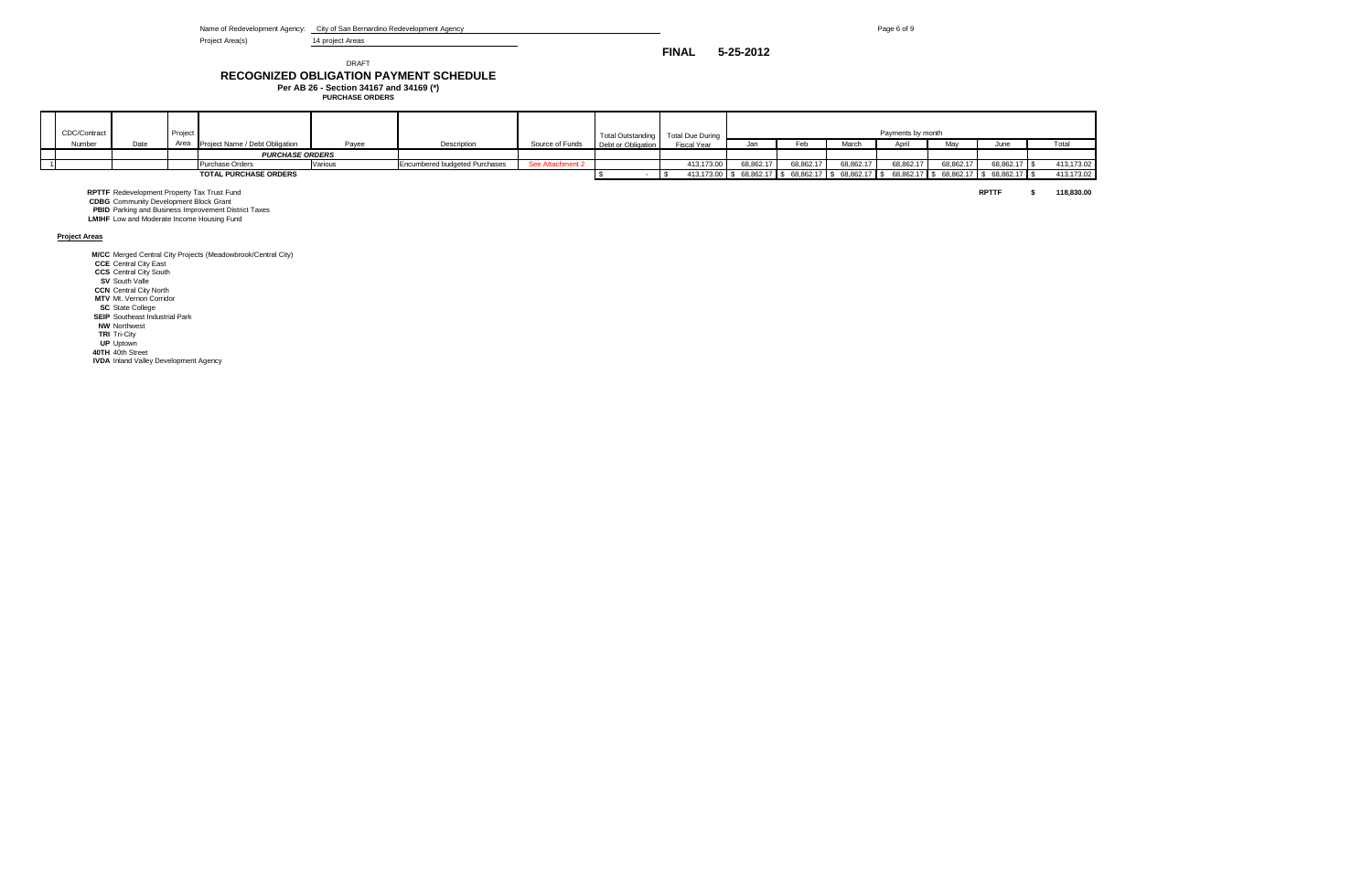Name of Redevelopment Agency: City of San Bernardino Redevelopment Agency

Project Area(s): 14 project Areas

**FINAL 5-25-2012**

DRAFT

# RECOGNIZED OBLIGATION PAYMENT SCHEDULE

**Per AB 26 - Section 34167 and 34169 (*)**

**PURCHASE ORDERS**

| | CDC/Contract Number | Date | Project Area | Project Name / Debt Obligation | Payee | Description | Source of Funds | Total Outstanding Debt or Obligation | Total Due During Fiscal Year | Payments by month Jan | Feb | March | April | May | June | Total |
|---|---|---|---|---|---|---|---|---|---|---|---|---|---|---|---|---|
| | | | | ***PURCHASE ORDERS*** | | | | | | | | | | | | |
| 1 | | | | Purchase Orders | Various | Encumbered budgeted Purchases | See Attachment 2 | | 413,173.00 | 68,862.17 | 68,862.17 | 68,862.17 | 68,862.17 | 68,862.17 | 68,862.17 | $ 413,173.02 |
| | | | | **TOTAL PURCHASE ORDERS** | | | | $ - | $ 413,173.00 | $ 68,862.17 | $ 68,862.17 | $ 68,862.17 | $ 68,862.17 | $ 68,862.17 | $ 68,862.17 | $ 413,173.02 |

**RPTTF** Redevelopment Property Tax Trust Fund
**CDBG** Community Development Block Grant
**PBID** Parking and Business Improvement District Taxes
**LMIHF** Low and Moderate Income Housing Fund

**RPTTF $ 118,830.00**

**Project Areas**

**M/CC** Merged Central City Projects (Meadowbrook/Central City)
**CCE** Central City East
**CCS** Central City South
**SV** South Valle
**CCN** Central City North
**MTV** Mt. Vernon Corridor
**SC** State College
**SEIP** Southeast Industrial Park
**NW** Northwest
**TRI** Tri-City
**UP** Uptown
**40TH** 40th Street
**IVDA** Inland Valley Development Agency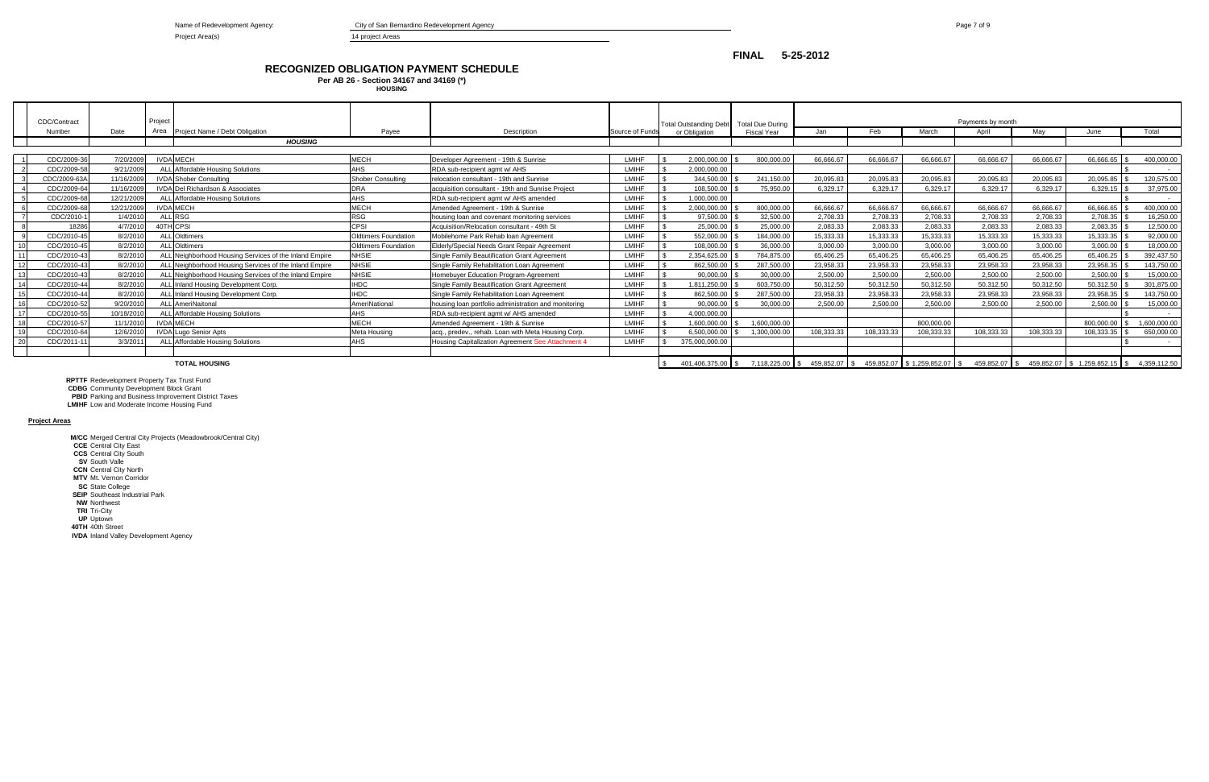Name of Redevelopment Agency: City of San Bernardino Redevelopment Agency

Project Area(s) 14 project Areas

**FINAL 5-25-2012**

## RECOGNIZED OBLIGATION PAYMENT SCHEDULE

**Per AB 26 - Section 34167 and 34169 (*)**

**HOUSING**

| | CDC/Contract Number | Date | Project Area | Project Name / Debt Obligation | Payee | Description | Source of Funds | Total Outstanding Debt or Obligation | Total Due During Fiscal Year | Jan | Feb | March | April | May | June | Total |
|---|---|---|---|---|---|---|---|---|---|---|---|---|---|---|---|---|
| | | | | ***HOUSING*** | | | | | | | | | | | | |
| 1 | CDC/2009-36 | 7/20/2009 | IVDA | MECH | MECH | Developer Agreement - 19th & Sunrise | LMIHF | $ 2,000,000.00 | $ 800,000.00 | 66,666.67 | 66,666.67 | 66,666.67 | 66,666.67 | 66,666.67 | 66,666.65 | $ 400,000.00 |
| 2 | CDC/2009-58 | 9/21/2009 | ALL | Affordable Housing Solutions | AHS | RDA sub-recipient agmt w/ AHS | LMIHF | $ 2,000,000.00 | | | | | | | | $ - |
| 3 | CDC/2009-63A | 11/16/2009 | IVDA | Shober Consulting | Shober Consulting | relocation consultant - 19th and Sunrise | LMIHF | $ 344,500.00 | $ 241,150.00 | 20,095.83 | 20,095.83 | 20,095.83 | 20,095.83 | 20,095.83 | 20,095.85 | $ 120,575.00 |
| 4 | CDC/2009-64 | 11/16/2009 | IVDA | Del Richardson & Associates | DRA | acquisition consultant - 19th and Sunrise Project | LMIHF | $ 108,500.00 | $ 75,950.00 | 6,329.17 | 6,329.17 | 6,329.17 | 6,329.17 | 6,329.17 | 6,329.15 | $ 37,975.00 |
| 5 | CDC/2009-68 | 12/21/2009 | ALL | Affordable Housing Solutions | AHS | RDA sub-recipient agmt w/ AHS amended | LMIHF | $ 1,000,000.00 | | | | | | | | $ - |
| 6 | CDC/2009-68 | 12/21/2009 | IVDA | MECH | MECH | Amended Agreement - 19th & Sunrise | LMIHF | $ 2,000,000.00 | $ 800,000.00 | 66,666.67 | 66,666.67 | 66,666.67 | 66,666.67 | 66,666.67 | 66,666.65 | $ 400,000.00 |
| 7 | CDC/2010-1 | 1/4/2010 | ALL | RSG | RSG | housing loan and covenant monitoring services | LMIHF | $ 97,500.00 | $ 32,500.00 | 2,708.33 | 2,708.33 | 2,708.33 | 2,708.33 | 2,708.33 | 2,708.35 | $ 16,250.00 |
| 8 | 18286 | 4/7/2010 | 40TH | CPSI | CPSI | Acquisition/Relocation consultant - 49th St | LMIHF | $ 25,000.00 | $ 25,000.00 | 2,083.33 | 2,083.33 | 2,083.33 | 2,083.33 | 2,083.33 | 2,083.35 | $ 12,500.00 |
| 9 | CDC/2010-45 | 8/2/2010 | ALL | Oldtimers | Oldtimers Foundation | Mobilehome Park Rehab loan Agreement | LMIHF | $ 552,000.00 | $ 184,000.00 | 15,333.33 | 15,333.33 | 15,333.33 | 15,333.33 | 15,333.33 | 15,333.35 | $ 92,000.00 |
| 10 | CDC/2010-45 | 8/2/2010 | ALL | Oldtimers | Oldtimers Foundation | Elderly/Special Needs Grant Repair Agreement | LMIHF | $ 108,000.00 | $ 36,000.00 | 3,000.00 | 3,000.00 | 3,000.00 | 3,000.00 | 3,000.00 | 3,000.00 | $ 18,000.00 |
| 11 | CDC/2010-43 | 8/2/2010 | ALL | Neighborhood Housing Services of the Inland Empire | NHSIE | Single Family Beautification Grant Agreement | LMIHF | $ 2,354,625.00 | $ 784,875.00 | 65,406.25 | 65,406.25 | 65,406.25 | 65,406.25 | 65,406.25 | 65,406.25 | $ 392,437.50 |
| 12 | CDC/2010-43 | 8/2/2010 | ALL | Neighborhood Housing Services of the Inland Empire | NHSIE | Single Family Rehabilitation Loan Agreement | LMIHF | $ 862,500.00 | $ 287,500.00 | 23,958.33 | 23,958.33 | 23,958.33 | 23,958.33 | 23,958.33 | 23,958.35 | $ 143,750.00 |
| 13 | CDC/2010-43 | 8/2/2010 | ALL | Neighborhood Housing Services of the Inland Empire | NHSIE | Homebuyer Education Program-Agreement | LMIHF | $ 90,000.00 | $ 30,000.00 | 2,500.00 | 2,500.00 | 2,500.00 | 2,500.00 | 2,500.00 | 2,500.00 | $ 15,000.00 |
| 14 | CDC/2010-44 | 8/2/2010 | ALL | Inland Housing Development Corp. | IHDC | Single Family Beautification Grant Agreement | LMIHF | $ 1,811,250.00 | $ 603,750.00 | 50,312.50 | 50,312.50 | 50,312.50 | 50,312.50 | 50,312.50 | 50,312.50 | $ 301,875.00 |
| 15 | CDC/2010-44 | 8/2/2010 | ALL | Inland Housing Development Corp. | IHDC | Single Family Rehabilitation Loan Agreement | LMIHF | $ 862,500.00 | $ 287,500.00 | 23,958.33 | 23,958.33 | 23,958.33 | 23,958.33 | 23,958.33 | 23,958.35 | $ 143,750.00 |
| 16 | CDC/2010-52 | 9/20/2010 | ALL | AmeriNaitonal | AmeriNational | housing loan portfolio administration and monitoring | LMIHF | $ 90,000.00 | $ 30,000.00 | 2,500.00 | 2,500.00 | 2,500.00 | 2,500.00 | 2,500.00 | 2,500.00 | $ 15,000.00 |
| 17 | CDC/2010-55 | 10/18/2010 | ALL | Affordable Housing Solutions | AHS | RDA sub-recipient agmt w/ AHS amended | LMIHF | $ 4,000,000.00 | | | | | | | | $ - |
| 18 | CDC/2010-57 | 11/1/2010 | IVDA | MECH | MECH | Amended Agreement - 19th & Sunrise | LMIHF | $ 1,600,000.00 | $ 1,600,000.00 | | | 800,000.00 | | | 800,000.00 | $ 1,600,000.00 |
| 19 | CDC/2010-64 | 12/6/2010 | IVDA | Lugo Senior Apts | Meta Housing | acq., predev., rehab. Loan with Meta Housing Corp. | LMIHF | $ 6,500,000.00 | $ 1,300,000.00 | 108,333.33 | 108,333.33 | 108,333.33 | 108,333.33 | 108,333.33 | 108,333.35 | $ 650,000.00 |
| 20 | CDC/2011-11 | 3/3/2011 | ALL | Affordable Housing Solutions | AHS | Housing Capitalization Agreement See Attachment 4 | LMIHF | $ 375,000,000.00 | | | | | | | | $ - |
| | | | | **TOTAL HOUSING** | | | | $ 401,406,375.00 | $ 7,118,225.00 | $ 459,852.07 | $ 459,852.07 | $ 1,259,852.07 | $ 459,852.07 | $ 459,852.07 | $ 1,259,852.15 | $ 4,359,112.50 |

**RPTTF** Redevelopment Property Tax Trust Fund
**CDBG** Community Development Block Grant
**PBID** Parking and Business Improvement District Taxes
**LMIHF** Low and Moderate Income Housing Fund

**Project Areas**

**M/CC** Merged Central City Projects (Meadowbrook/Central City)
**CCE** Central City East
**CCS** Central City South
**SV** South Valle
**CCN** Central City North
**MTV** Mt. Vernon Corridor
**SC** State College
**SEIP** Southeast Industrial Park
**NW** Northwest
**TRI** Tri-City
**UP** Uptown
**40TH** 40th Street
**IVDA** Inland Valley Development Agency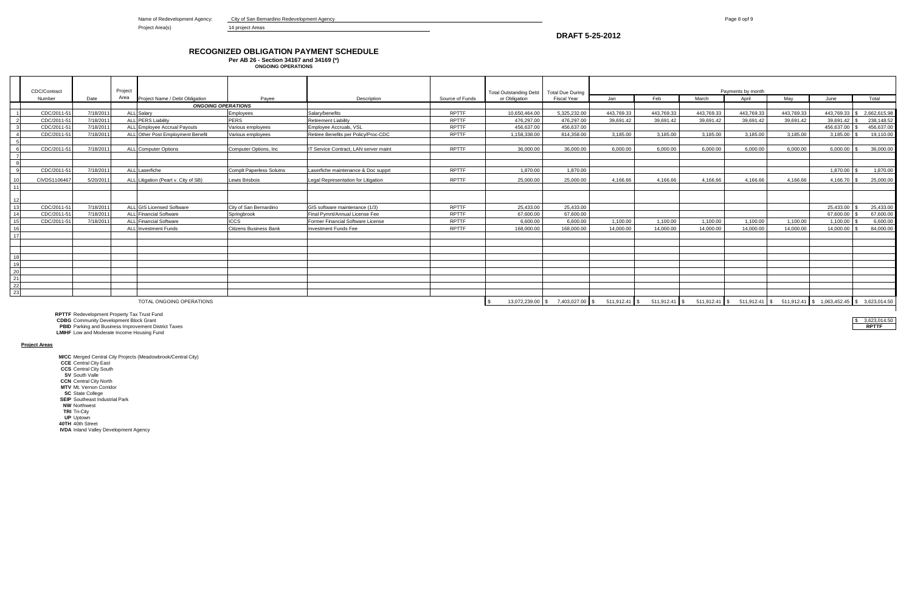Name of Redevelopment Agency: City of San Bernardino Redevelopment Agency

Project Area(s) 14 project Areas

**DRAFT 5-25-2012**

# RECOGNIZED OBLIGATION PAYMENT SCHEDULE

**Per AB 26 - Section 34167 and 34169 (*)**

**ONGOING OPERATIONS**

| | CDC/Contract Number | Date | Project Area | Project Name / Debt Obligation | Payee | Description | Source of Funds | Total Outstanding Debt or Obligation | Total Due During Fiscal Year | Payments by month Jan | Feb | March | April | May | June | Total |
|---|---|---|---|---|---|---|---|---|---|---|---|---|---|---|---|---|
| | | | | ***ONGOING OPERATIONS*** | | | | | | | | | | | | |
| 1 | CDC/2011-51 | 7/18/2011 | ALL | Salary | Employees | Salary/benefits | RPTTF | 10,650,464.00 | 5,325,232.00 | 443,769.33 | 443,769.33 | 443,769.33 | 443,769.33 | 443,769.33 | 443,769.33 | $ 2,662,615.98 |
| 2 | CDC/2011-51 | 7/18/2011 | ALL | PERS Liability | PERS | Retirement Liability | RPTTF | 476,297.00 | 476,297.00 | 39,691.42 | 39,691.42 | 39,691.42 | 39,691.42 | 39,691.42 | 39,691.42 | $ 238,148.52 |
| 3 | CDC/2011-51 | 7/18/2011 | ALL | Employee Accrual Payouts | Various employees | Employee Accruals, VSL | RPTTF | 456,637.00 | 456,637.00 | | | | | | 456,637.00 | $ 456,637.00 |
| 4 | CDC/2011-51 | 7/18/2011 | ALL | Other Post Employment Benefit | Various employees | Retiree Benefits per Policy/Proc-CDC | RPTTF | 1,158,338.00 | 814,358.00 | 3,185.00 | 3,185.00 | 3,185.00 | 3,185.00 | 3,185.00 | 3,185.00 | $ 19,110.00 |
| 5 | | | | | | | | | | | | | | | | |
| 6 | CDC/2011-51 | 7/18/2011 | ALL | Computer Options | Computer Options, Inc | IT Service Contract, LAN server maint | RPTTF | 36,000.00 | 36,000.00 | 6,000.00 | 6,000.00 | 6,000.00 | 6,000.00 | 6,000.00 | 6,000.00 | $ 36,000.00 |
| 7 | | | | | | | | | | | | | | | | |
| 8 | | | | | | | | | | | | | | | | |
| 9 | CDC/2011-51 | 7/18/2011 | ALL | Laserfiche | Complt Paperless Solutns | Laserfiche maintenance & Doc supprt | RPTTF | 1,870.00 | 1,870.00 | | | | | | 1,870.00 | $ 1,870.00 |
| 10 | CIVDS1106467 | 5/20/2011 | ALL | Litigation (Peart v. City of SB) | Lewis Brisbois | Legal Representation for Litigation | RPTTF | 25,000.00 | 25,000.00 | 4,166.66 | 4,166.66 | 4,166.66 | 4,166.66 | 4,166.66 | 4,166.70 | $ 25,000.00 |
| 11 | | | | | | | | | | | | | | | | |
| 12 | | | | | | | | | | | | | | | | |
| 13 | CDC/2011-51 | 7/18/2011 | ALL | GIS Licensed Software | City of San Bernardino | GIS software maintenance (1/3) | RPTTF | 25,433.00 | 25,433.00 | | | | | | 25,433.00 | $ 25,433.00 |
| 14 | CDC/2011-51 | 7/18/2011 | ALL | Financial Software | Springbrook | Final Pymnt/Annual License Fee | RPTTF | 67,600.00 | 67,600.00 | | | | | | 67,600.00 | $ 67,600.00 |
| 15 | CDC/2011-51 | 7/18/2011 | ALL | Financial Software | ICCS | Former Financial Software License | RPTTF | 6,600.00 | 6,600.00 | 1,100.00 | 1,100.00 | 1,100.00 | 1,100.00 | 1,100.00 | 1,100.00 | $ 6,600.00 |
| 16 | | | ALL | Investment Funds | Citizens Business Bank | Investment Funds Fee | RPTTF | 168,000.00 | 168,000.00 | 14,000.00 | 14,000.00 | 14,000.00 | 14,000.00 | 14,000.00 | 14,000.00 | $ 84,000.00 |
| 17 | | | | | | | | | | | | | | | | |
| 18 | | | | | | | | | | | | | | | | |
| 19 | | | | | | | | | | | | | | | | |
| 20 | | | | | | | | | | | | | | | | |
| 21 | | | | | | | | | | | | | | | | |
| 22 | | | | | | | | | | | | | | | | |
| 23 | | | | | | | | | | | | | | | | |
| | | | | TOTAL ONGOING OPERATIONS | | | | $ 13,072,239.00 | $ 7,403,027.00 | $ 511,912.41 | $ 511,912.41 | $ 511,912.41 | $ 511,912.41 | $ 511,912.41 | $ 1,063,452.45 | $ 3,623,014.50 |

**RPTTF** Redevelopment Property Tax Trust Fund
**CDBG** Community Development Block Grant
**PBID** Parking and Business Improvement District Taxes
**LMIHF** Low and Moderate Income Housing Fund

| $ 3,623,014.50 |
|---|
| **RPTTF** |

**Project Areas**

**M/CC** Merged Central City Projects (Meadowbrook/Central City)
**CCE** Central City East
**CCS** Central City South
**SV** South Valle
**CCN** Central City North
**MTV** Mt. Vernon Corridor
**SC** State College
**SEIP** Southeast Industrial Park
**NW** Northwest
**TRI** Tri-City
**UP** Uptown
**40TH** 40th Street
**IVDA** Inland Valley Development Agency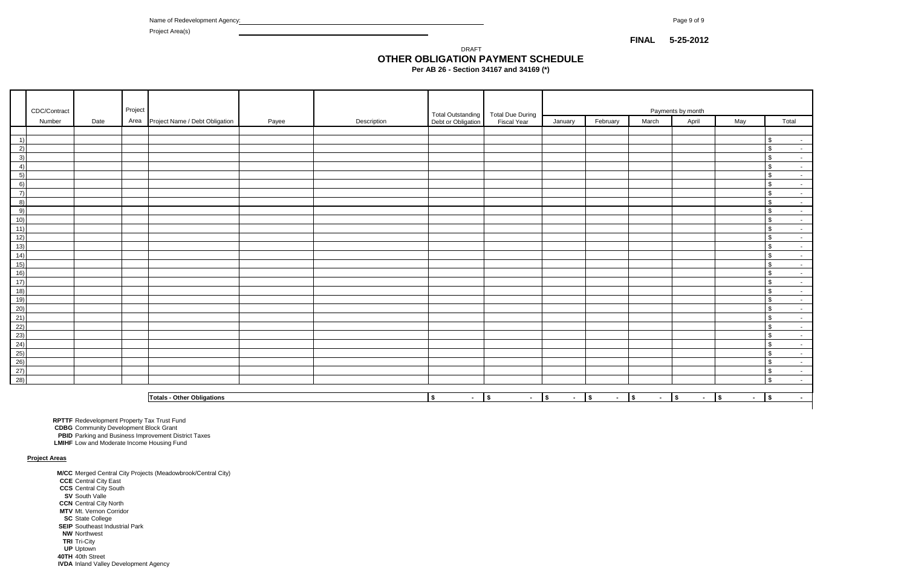Name of Redevelopment Agency:

Project Area(s)

**FINAL 5-25-2012**

DRAFT

## OTHER OBLIGATION PAYMENT SCHEDULE

**Per AB 26 - Section 34167 and 34169 (*)**

| | CDC/Contract Number | Date | Project Area | Project Name / Debt Obligation | Payee | Description | Total Outstanding Debt or Obligation | Total Due During Fiscal Year | Payments by month | | | | | |
|---|---|---|---|---|---|---|---|---|---|---|---|---|---|---|
| | | | | | | | | | January | February | March | April | May | Total |
| 1) | | | | | | | | | | | | | | $ - |
| 2) | | | | | | | | | | | | | | $ - |
| 3) | | | | | | | | | | | | | | $ - |
| 4) | | | | | | | | | | | | | | $ - |
| 5) | | | | | | | | | | | | | | $ - |
| 6) | | | | | | | | | | | | | | $ - |
| 7) | | | | | | | | | | | | | | $ - |
| 8) | | | | | | | | | | | | | | $ - |
| 9) | | | | | | | | | | | | | | $ - |
| 10) | | | | | | | | | | | | | | $ - |
| 11) | | | | | | | | | | | | | | $ - |
| 12) | | | | | | | | | | | | | | $ - |
| 13) | | | | | | | | | | | | | | $ - |
| 14) | | | | | | | | | | | | | | $ - |
| 15) | | | | | | | | | | | | | | $ - |
| 16) | | | | | | | | | | | | | | $ - |
| 17) | | | | | | | | | | | | | | $ - |
| 18) | | | | | | | | | | | | | | $ - |
| 19) | | | | | | | | | | | | | | $ - |
| 20) | | | | | | | | | | | | | | $ - |
| 21) | | | | | | | | | | | | | | $ - |
| 22) | | | | | | | | | | | | | | $ - |
| 23) | | | | | | | | | | | | | | $ - |
| 24) | | | | | | | | | | | | | | $ - |
| 25) | | | | | | | | | | | | | | $ - |
| 26) | | | | | | | | | | | | | | $ - |
| 27) | | | | | | | | | | | | | | $ - |
| 28) | | | | | | | | | | | | | | $ - |
| | | | | **Totals - Other Obligations** | | | **$ -** | **$ -** | **$ -** | **$ -** | **$ -** | **$ -** | **$ -** | **$ -** |

**RPTTF** Redevelopment Property Tax Trust Fund
**CDBG** Community Development Block Grant
**PBID** Parking and Business Improvement District Taxes
**LMIHF** Low and Moderate Income Housing Fund

**Project Areas**

**M/CC** Merged Central City Projects (Meadowbrook/Central City)
**CCE** Central City East
**CCS** Central City South
**SV** South Valle
**CCN** Central City North
**MTV** Mt. Vernon Corridor
**SC** State College
**SEIP** Southeast Industrial Park
**NW** Northwest
**TRI** Tri-City
**UP** Uptown
**40TH** 40th Street
**IVDA** Inland Valley Development Agency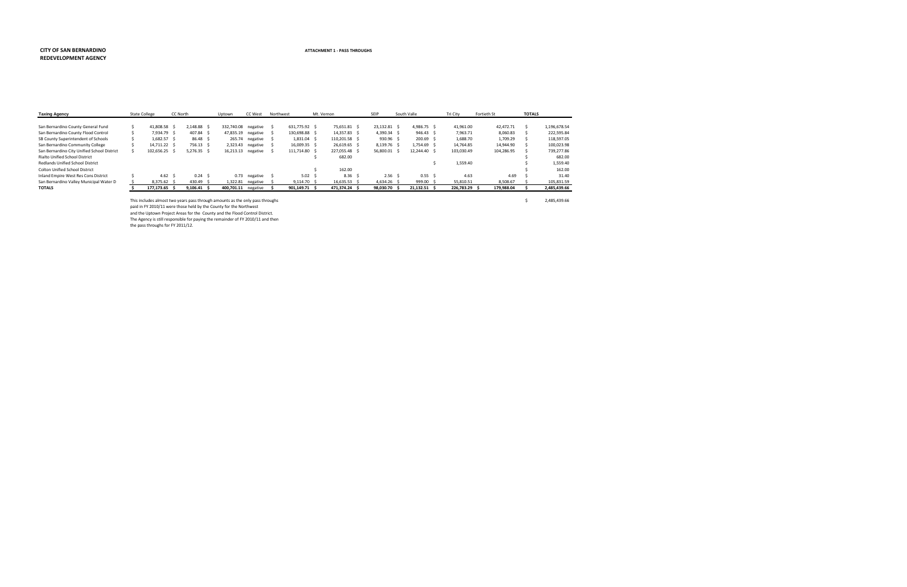**CITY OF SAN BERNARDINO**
**REDEVELOPMENT AGENCY**

**ATTACHMENT 1 - PASS THROUGHS**

| Taxing Agency | State College | CC North | Uptown | CC West | Northwest | Mt. Vernon | SEIP | South Valle | Tri City | Fortieth St | TOTALS |
|---|---|---|---|---|---|---|---|---|---|---|---|
| San Bernardino County General Fund | $ 41,808.58 | $ 2,148.88 | $ 332,740.08 | negative | $ 631,775.92 | $ 75,651.81 | $ 23,132.81 | $ 4,986.75 | $ 41,961.00 | 42,472.71 | $ 1,196,678.54 |
| San Bernardino County Flood Control | $ 7,934.79 | $ 407.84 | $ 47,835.19 | negative | $ 130,698.88 | $ 14,357.83 | $ 4,390.34 | $ 946.43 | $ 7,963.71 | 8,060.83 | $ 222,595.84 |
| SB County Superintendent of Schools | $ 1,682.57 | $ 86.48 | $ 265.74 | negative | $ 1,831.04 | $ 110,201.58 | $ 930.96 | $ 200.69 | $ 1,688.70 | 1,709.29 | $ 118,597.05 |
| San Bernardino Community College | $ 14,711.22 | $ 756.13 | $ 2,323.43 | negative | $ 16,009.35 | $ 26,619.65 | $ 8,139.76 | $ 1,754.69 | $ 14,764.85 | 14,944.90 | $ 100,023.98 |
| San Bernardino City Unified School District | $ 102,656.25 | $ 5,276.35 | $ 16,213.13 | negative | $ 111,714.80 | $ 227,055.48 | $ 56,800.01 | $ 12,244.40 | $ 103,030.49 | 104,286.95 | $ 739,277.86 |
| Rialto Unified School District | | | | | | $ 682.00 | | | | | $ 682.00 |
| Redlands Unified School District | | | | | | | | | $ 1,559.40 | | $ 1,559.40 |
| Colton Unified School District | | | | | | $ 162.00 | | | | | $ 162.00 |
| Inland Empire West Res Cons District | $ 4.62 | $ 0.24 | $ 0.73 | negative | $ 5.02 | $ 8.36 | $ 2.56 | $ 0.55 | $ 4.63 | 4.69 | $ 31.40 |
| San Bernardino Valley Municipal Water D | $ 8,375.62 | $ 430.49 | $ 1,322.81 | negative | $ 9,114.70 | $ 16,635.53 | $ 4,634.26 | $ 999.00 | $ 55,810.51 | 8,508.67 | $ 105,831.59 |
| **TOTALS** | **$ 177,173.65** | **$ 9,106.41** | **$ 400,701.11** | negative | **$ 901,149.71** | **$ 471,374.24** | **$ 98,030.70** | **$ 21,132.51** | **$ 226,783.29** | **$ 179,988.04** | **$ 2,485,439.66** |

This includes almost two years pass through amounts as the only pass throughs paid in FY 2010/11 were those held by the County for the Northwest and the Uptown Project Areas for the County and the Flood Control District. The Agency is still responsible for paying the remainder of FY 2010/11 and then the pass throughs for FY 2011/12. $ 2,485,439.66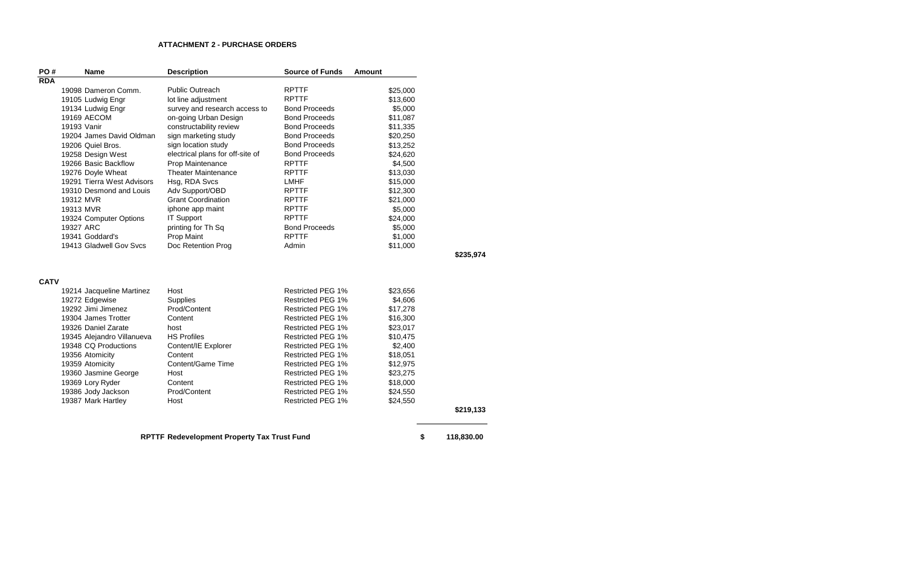### ATTACHMENT 2 - PURCHASE ORDERS

| PO # | Name | Description | Source of Funds | Amount | |
|---|---|---|---|---|---|
| **RDA** | | | | | |
| 19098 | Dameron Comm. | Public Outreach | RPTTF | $25,000 | |
| 19105 | Ludwig Engr | lot line adjustment | RPTTF | $13,600 | |
| 19134 | Ludwig Engr | survey and research access to | Bond Proceeds | $5,000 | |
| 19169 | AECOM | on-going Urban Design | Bond Proceeds | $11,087 | |
| 19193 | Vanir | constructability review | Bond Proceeds | $11,335 | |
| 19204 | James David Oldman | sign marketing study | Bond Proceeds | $20,250 | |
| 19206 | Quiel Bros. | sign location study | Bond Proceeds | $13,252 | |
| 19258 | Design West | electrical plans for off-site of | Bond Proceeds | $24,620 | |
| 19266 | Basic Backflow | Prop Maintenance | RPTTF | $4,500 | |
| 19276 | Doyle Wheat | Theater Maintenance | RPTTF | $13,030 | |
| 19291 | Tierra West Advisors | Hsg, RDA Svcs | LMHF | $15,000 | |
| 19310 | Desmond and Louis | Adv Support/OBD | RPTTF | $12,300 | |
| 19312 | MVR | Grant Coordination | RPTTF | $21,000 | |
| 19313 | MVR | iphone app maint | RPTTF | $5,000 | |
| 19324 | Computer Options | IT Support | RPTTF | $24,000 | |
| 19327 | ARC | printing for Th Sq | Bond Proceeds | $5,000 | |
| 19341 | Goddard's | Prop Maint | RPTTF | $1,000 | |
| 19413 | Gladwell Gov Svcs | Doc Retention Prog | Admin | $11,000 | |
| | | | | | **$235,974** |
| **CATV** | | | | | |
| 19214 | Jacqueline Martinez | Host | Restricted PEG 1% | $23,656 | |
| 19272 | Edgewise | Supplies | Restricted PEG 1% | $4,606 | |
| 19292 | Jimi Jimenez | Prod/Content | Restricted PEG 1% | $17,278 | |
| 19304 | James Trotter | Content | Restricted PEG 1% | $16,300 | |
| 19326 | Daniel Zarate | host | Restricted PEG 1% | $23,017 | |
| 19345 | Alejandro Villanueva | HS Profiles | Restricted PEG 1% | $10,475 | |
| 19348 | CQ Productions | Content/IE Explorer | Restricted PEG 1% | $2,400 | |
| 19356 | Atomicity | Content | Restricted PEG 1% | $18,051 | |
| 19359 | Atomicity | Content/Game Time | Restricted PEG 1% | $12,975 | |
| 19360 | Jasmine George | Host | Restricted PEG 1% | $23,275 | |
| 19369 | Lory Ryder | Content | Restricted PEG 1% | $18,000 | |
| 19386 | Jody Jackson | Prod/Content | Restricted PEG 1% | $24,550 | |
| 19387 | Mark Hartley | Host | Restricted PEG 1% | $24,550 | |
| | | | | | **$219,133** |

**RPTTF Redevelopment Property Tax Trust Fund** **$ 118,830.00**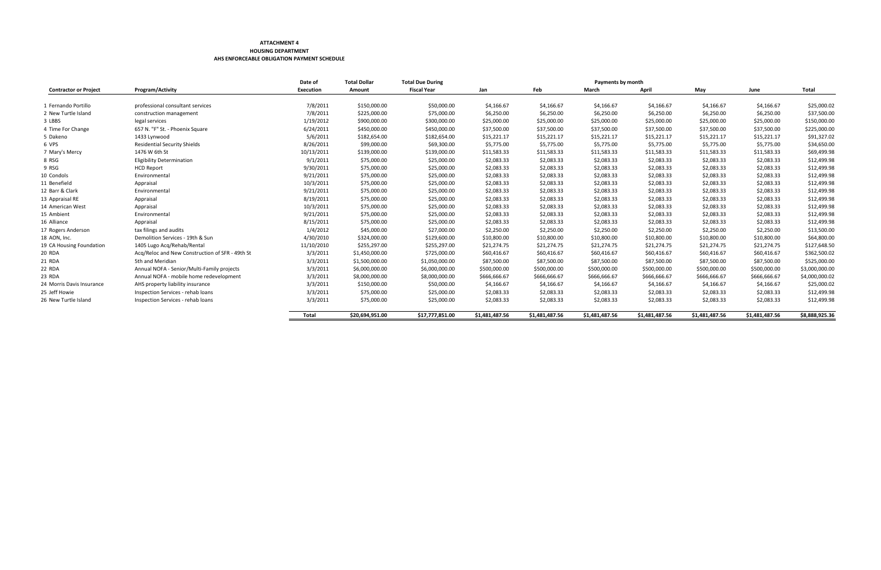**ATTACHMENT 4**
**HOUSING DEPARTMENT**
**AHS ENFORCEABLE OBLIGATION PAYMENT SCHEDULE**

| Contractor or Project | Program/Activity | Date of Execution | Total Dollar Amount | Total Due During Fiscal Year | Payments by month Jan | Feb | March | April | May | June | Total |
|---|---|---|---|---|---|---|---|---|---|---|---|
| 1 Fernando Portillo | professional consultant services | 7/8/2011 | $150,000.00 | $50,000.00 | $4,166.67 | $4,166.67 | $4,166.67 | $4,166.67 | $4,166.67 | $4,166.67 | $25,000.02 |
| 2 New Turtle Island | construction management | 7/8/2011 | $225,000.00 | $75,000.00 | $6,250.00 | $6,250.00 | $6,250.00 | $6,250.00 | $6,250.00 | $6,250.00 | $37,500.00 |
| 3 LBBS | legal services | 1/19/2012 | $900,000.00 | $300,000.00 | $25,000.00 | $25,000.00 | $25,000.00 | $25,000.00 | $25,000.00 | $25,000.00 | $150,000.00 |
| 4 Time For Change | 657 N. "F" St. - Phoenix Square | 6/24/2011 | $450,000.00 | $450,000.00 | $37,500.00 | $37,500.00 | $37,500.00 | $37,500.00 | $37,500.00 | $37,500.00 | $225,000.00 |
| 5 Dakeno | 1433 Lynwood | 5/6/2011 | $182,654.00 | $182,654.00 | $15,221.17 | $15,221.17 | $15,221.17 | $15,221.17 | $15,221.17 | $15,221.17 | $91,327.02 |
| 6 VPS | Residential Security Shields | 8/26/2011 | $99,000.00 | $69,300.00 | $5,775.00 | $5,775.00 | $5,775.00 | $5,775.00 | $5,775.00 | $5,775.00 | $34,650.00 |
| 7 Mary's Mercy | 1476 W 6th St | 10/13/2011 | $139,000.00 | $139,000.00 | $11,583.33 | $11,583.33 | $11,583.33 | $11,583.33 | $11,583.33 | $11,583.33 | $69,499.98 |
| 8 RSG | Eligibility Determination | 9/1/2011 | $75,000.00 | $25,000.00 | $2,083.33 | $2,083.33 | $2,083.33 | $2,083.33 | $2,083.33 | $2,083.33 | $12,499.98 |
| 9 RSG | HCD Report | 9/30/2011 | $75,000.00 | $25,000.00 | $2,083.33 | $2,083.33 | $2,083.33 | $2,083.33 | $2,083.33 | $2,083.33 | $12,499.98 |
| 10 Condols | Environmental | 9/21/2011 | $75,000.00 | $25,000.00 | $2,083.33 | $2,083.33 | $2,083.33 | $2,083.33 | $2,083.33 | $2,083.33 | $12,499.98 |
| 11 Benefield | Appraisal | 10/3/2011 | $75,000.00 | $25,000.00 | $2,083.33 | $2,083.33 | $2,083.33 | $2,083.33 | $2,083.33 | $2,083.33 | $12,499.98 |
| 12 Barr & Clark | Environmental | 9/21/2011 | $75,000.00 | $25,000.00 | $2,083.33 | $2,083.33 | $2,083.33 | $2,083.33 | $2,083.33 | $2,083.33 | $12,499.98 |
| 13 Appraisal RE | Appraisal | 8/19/2011 | $75,000.00 | $25,000.00 | $2,083.33 | $2,083.33 | $2,083.33 | $2,083.33 | $2,083.33 | $2,083.33 | $12,499.98 |
| 14 American West | Appraisal | 10/3/2011 | $75,000.00 | $25,000.00 | $2,083.33 | $2,083.33 | $2,083.33 | $2,083.33 | $2,083.33 | $2,083.33 | $12,499.98 |
| 15 Ambient | Environmental | 9/21/2011 | $75,000.00 | $25,000.00 | $2,083.33 | $2,083.33 | $2,083.33 | $2,083.33 | $2,083.33 | $2,083.33 | $12,499.98 |
| 16 Alliance | Appraisal | 8/15/2011 | $75,000.00 | $25,000.00 | $2,083.33 | $2,083.33 | $2,083.33 | $2,083.33 | $2,083.33 | $2,083.33 | $12,499.98 |
| 17 Rogers Anderson | tax filings and audits | 1/4/2012 | $45,000.00 | $27,000.00 | $2,250.00 | $2,250.00 | $2,250.00 | $2,250.00 | $2,250.00 | $2,250.00 | $13,500.00 |
| 18 AON, Inc. | Demolition Services - 19th & Sun | 4/30/2010 | $324,000.00 | $129,600.00 | $10,800.00 | $10,800.00 | $10,800.00 | $10,800.00 | $10,800.00 | $10,800.00 | $64,800.00 |
| 19 CA Housing Foundation | 1405 Lugo Acq/Rehab/Rental | 11/10/2010 | $255,297.00 | $255,297.00 | $21,274.75 | $21,274.75 | $21,274.75 | $21,274.75 | $21,274.75 | $21,274.75 | $127,648.50 |
| 20 RDA | Acq/Reloc and New Construction of SFR - 49th St | 3/3/2011 | $1,450,000.00 | $725,000.00 | $60,416.67 | $60,416.67 | $60,416.67 | $60,416.67 | $60,416.67 | $60,416.67 | $362,500.02 |
| 21 RDA | 5th and Meridian | 3/3/2011 | $1,500,000.00 | $1,050,000.00 | $87,500.00 | $87,500.00 | $87,500.00 | $87,500.00 | $87,500.00 | $87,500.00 | $525,000.00 |
| 22 RDA | Annual NOFA - Senior/Multi-Family projects | 3/3/2011 | $6,000,000.00 | $6,000,000.00 | $500,000.00 | $500,000.00 | $500,000.00 | $500,000.00 | $500,000.00 | $500,000.00 | $3,000,000.00 |
| 23 RDA | Annual NOFA - mobile home redevelopment | 3/3/2011 | $8,000,000.00 | $8,000,000.00 | $666,666.67 | $666,666.67 | $666,666.67 | $666,666.67 | $666,666.67 | $666,666.67 | $4,000,000.02 |
| 24 Morris Davis Insurance | AHS property liability insurance | 3/3/2011 | $150,000.00 | $50,000.00 | $4,166.67 | $4,166.67 | $4,166.67 | $4,166.67 | $4,166.67 | $4,166.67 | $25,000.02 |
| 25 Jeff Howie | Inspection Services - rehab loans | 3/3/2011 | $75,000.00 | $25,000.00 | $2,083.33 | $2,083.33 | $2,083.33 | $2,083.33 | $2,083.33 | $2,083.33 | $12,499.98 |
| 26 New Turtle Island | Inspection Services - rehab loans | 3/3/2011 | $75,000.00 | $25,000.00 | $2,083.33 | $2,083.33 | $2,083.33 | $2,083.33 | $2,083.33 | $2,083.33 | $12,499.98 |
| | | **Total** | **$20,694,951.00** | **$17,777,851.00** | **$1,481,487.56** | **$1,481,487.56** | **$1,481,487.56** | **$1,481,487.56** | **$1,481,487.56** | **$1,481,487.56** | **$8,888,925.36** |